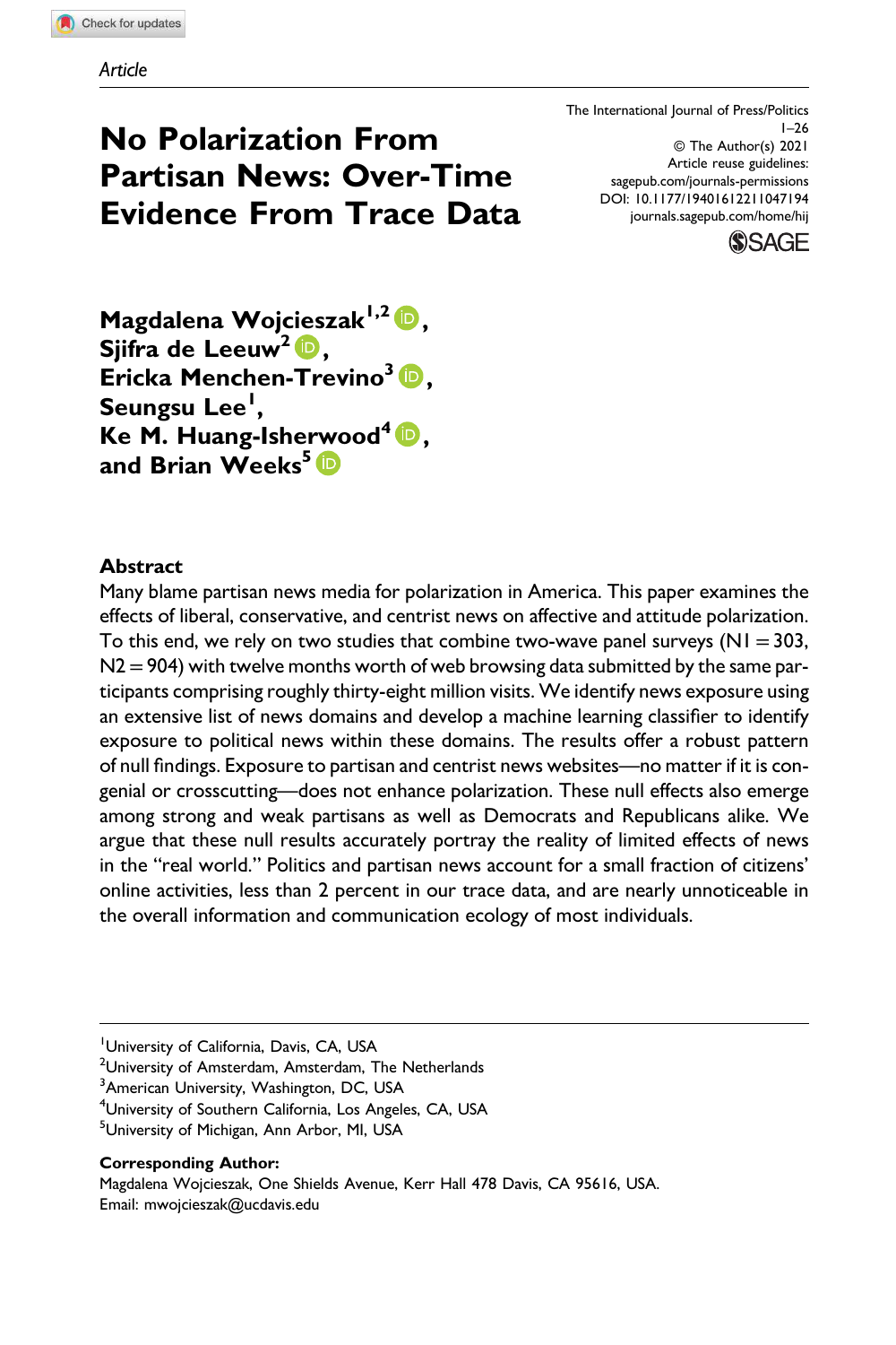*Article*

# No Polarization From Partisan News: Over-Time Evidence From Trace Data

The International Journal of Press/Politics
1–26
© The Author(s) 2021
Article reuse guidelines:
sagepub.com/journals-permissions
DOI: 10.1177/19401612211047194
journals.sagepub.com/home/hij

**Magdalena Wojcieszak[1,2], Sjifra de Leeuw[2], Ericka Menchen-Trevino[3], Seungsu Lee[1], Ke M. Huang-Isherwood[4], and Brian Weeks[5]**

## Abstract

Many blame partisan news media for polarization in America. This paper examines the effects of liberal, conservative, and centrist news on affective and attitude polarization. To this end, we rely on two studies that combine two-wave panel surveys (N1 = 303, N2 = 904) with twelve months worth of web browsing data submitted by the same participants comprising roughly thirty-eight million visits. We identify news exposure using an extensive list of news domains and develop a machine learning classifier to identify exposure to political news within these domains. The results offer a robust pattern of null findings. Exposure to partisan and centrist news websites—no matter if it is congenial or crosscutting—does not enhance polarization. These null effects also emerge among strong and weak partisans as well as Democrats and Republicans alike. We argue that these null results accurately portray the reality of limited effects of news in the "real world." Politics and partisan news account for a small fraction of citizens' online activities, less than 2 percent in our trace data, and are nearly unnoticeable in the overall information and communication ecology of most individuals.

---

[1]University of California, Davis, CA, USA
[2]University of Amsterdam, Amsterdam, The Netherlands
[3]American University, Washington, DC, USA
[4]University of Southern California, Los Angeles, CA, USA
[5]University of Michigan, Ann Arbor, MI, USA

**Corresponding Author:**
Magdalena Wojcieszak, One Shields Avenue, Kerr Hall 478 Davis, CA 95616, USA.
Email: mwojcieszak@ucdavis.edu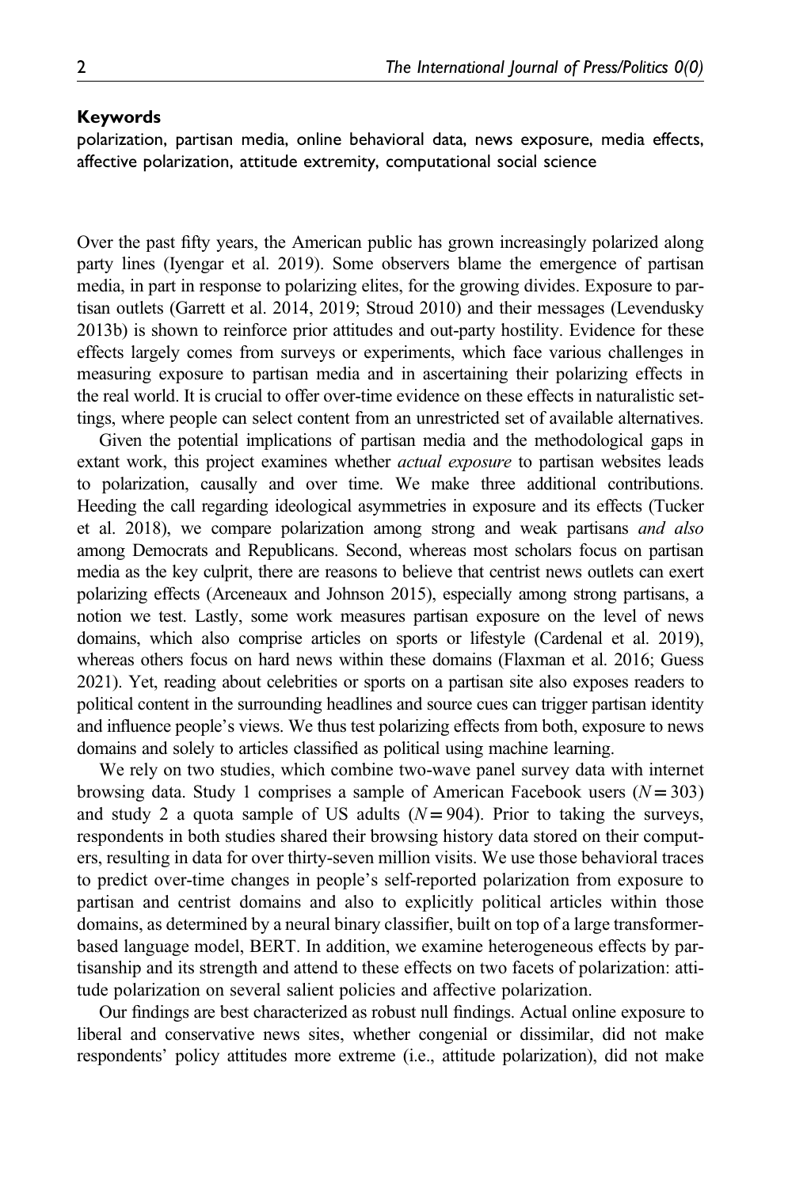### Keywords

polarization, partisan media, online behavioral data, news exposure, media effects, affective polarization, attitude extremity, computational social science

Over the past fifty years, the American public has grown increasingly polarized along party lines (Iyengar et al. 2019). Some observers blame the emergence of partisan media, in part in response to polarizing elites, for the growing divides. Exposure to partisan outlets (Garrett et al. 2014, 2019; Stroud 2010) and their messages (Levendusky 2013b) is shown to reinforce prior attitudes and out-party hostility. Evidence for these effects largely comes from surveys or experiments, which face various challenges in measuring exposure to partisan media and in ascertaining their polarizing effects in the real world. It is crucial to offer over-time evidence on these effects in naturalistic settings, where people can select content from an unrestricted set of available alternatives.

Given the potential implications of partisan media and the methodological gaps in extant work, this project examines whether *actual exposure* to partisan websites leads to polarization, causally and over time. We make three additional contributions. Heeding the call regarding ideological asymmetries in exposure and its effects (Tucker et al. 2018), we compare polarization among strong and weak partisans *and also* among Democrats and Republicans. Second, whereas most scholars focus on partisan media as the key culprit, there are reasons to believe that centrist news outlets can exert polarizing effects (Arceneaux and Johnson 2015), especially among strong partisans, a notion we test. Lastly, some work measures partisan exposure on the level of news domains, which also comprise articles on sports or lifestyle (Cardenal et al. 2019), whereas others focus on hard news within these domains (Flaxman et al. 2016; Guess 2021). Yet, reading about celebrities or sports on a partisan site also exposes readers to political content in the surrounding headlines and source cues can trigger partisan identity and influence people's views. We thus test polarizing effects from both, exposure to news domains and solely to articles classified as political using machine learning.

We rely on two studies, which combine two-wave panel survey data with internet browsing data. Study 1 comprises a sample of American Facebook users ($N = 303$) and study 2 a quota sample of US adults ($N = 904$). Prior to taking the surveys, respondents in both studies shared their browsing history data stored on their computers, resulting in data for over thirty-seven million visits. We use those behavioral traces to predict over-time changes in people's self-reported polarization from exposure to partisan and centrist domains and also to explicitly political articles within those domains, as determined by a neural binary classifier, built on top of a large transformer-based language model, BERT. In addition, we examine heterogeneous effects by partisanship and its strength and attend to these effects on two facets of polarization: attitude polarization on several salient policies and affective polarization.

Our findings are best characterized as robust null findings. Actual online exposure to liberal and conservative news sites, whether congenial or dissimilar, did not make respondents' policy attitudes more extreme (i.e., attitude polarization), did not make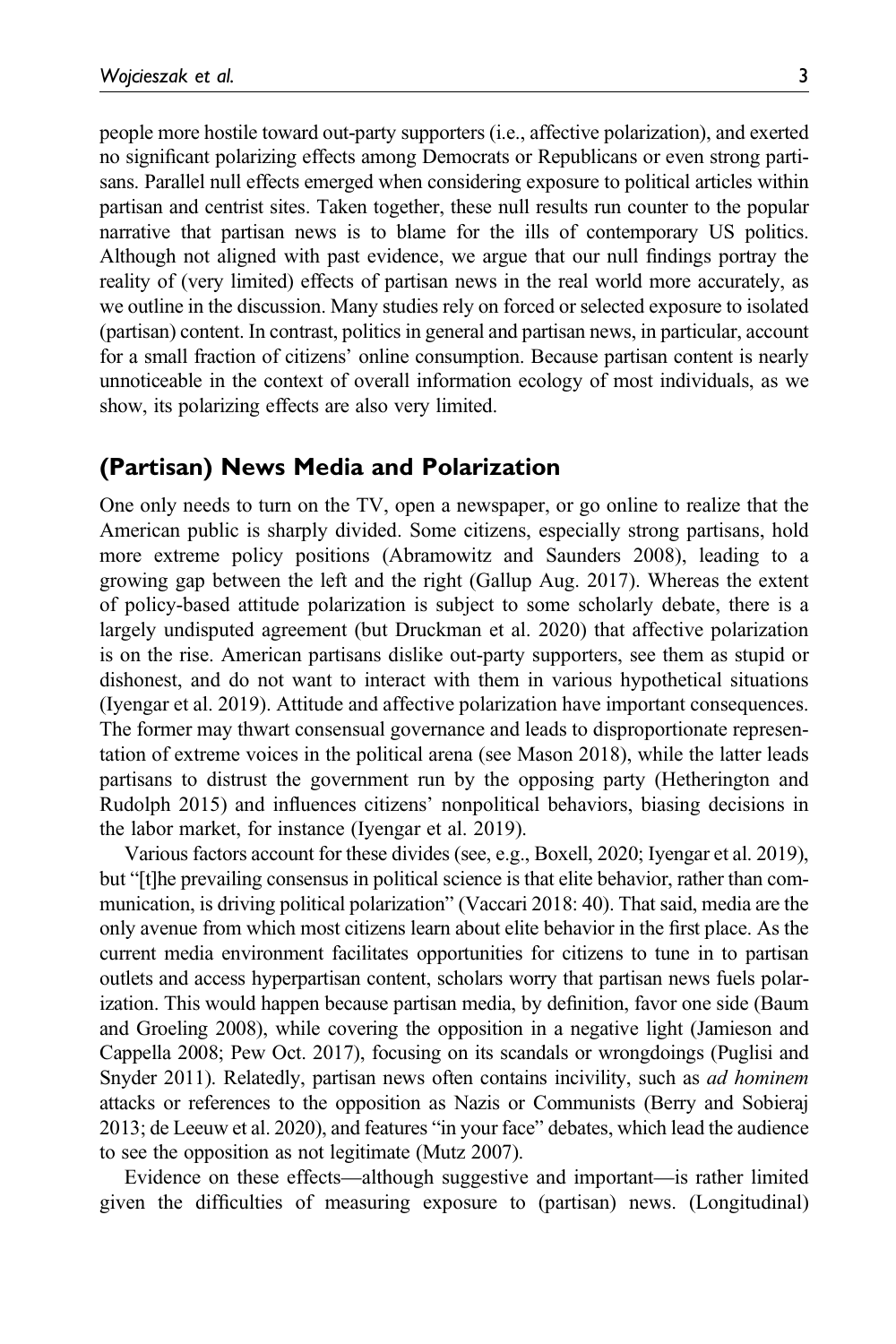people more hostile toward out-party supporters (i.e., affective polarization), and exerted no significant polarizing effects among Democrats or Republicans or even strong partisans. Parallel null effects emerged when considering exposure to political articles within partisan and centrist sites. Taken together, these null results run counter to the popular narrative that partisan news is to blame for the ills of contemporary US politics. Although not aligned with past evidence, we argue that our null findings portray the reality of (very limited) effects of partisan news in the real world more accurately, as we outline in the discussion. Many studies rely on forced or selected exposure to isolated (partisan) content. In contrast, politics in general and partisan news, in particular, account for a small fraction of citizens' online consumption. Because partisan content is nearly unnoticeable in the context of overall information ecology of most individuals, as we show, its polarizing effects are also very limited.

## (Partisan) News Media and Polarization

One only needs to turn on the TV, open a newspaper, or go online to realize that the American public is sharply divided. Some citizens, especially strong partisans, hold more extreme policy positions (Abramowitz and Saunders 2008), leading to a growing gap between the left and the right (Gallup Aug. 2017). Whereas the extent of policy-based attitude polarization is subject to some scholarly debate, there is a largely undisputed agreement (but Druckman et al. 2020) that affective polarization is on the rise. American partisans dislike out-party supporters, see them as stupid or dishonest, and do not want to interact with them in various hypothetical situations (Iyengar et al. 2019). Attitude and affective polarization have important consequences. The former may thwart consensual governance and leads to disproportionate representation of extreme voices in the political arena (see Mason 2018), while the latter leads partisans to distrust the government run by the opposing party (Hetherington and Rudolph 2015) and influences citizens' nonpolitical behaviors, biasing decisions in the labor market, for instance (Iyengar et al. 2019).

Various factors account for these divides (see, e.g., Boxell, 2020; Iyengar et al. 2019), but "[t]he prevailing consensus in political science is that elite behavior, rather than communication, is driving political polarization" (Vaccari 2018: 40). That said, media are the only avenue from which most citizens learn about elite behavior in the first place. As the current media environment facilitates opportunities for citizens to tune in to partisan outlets and access hyperpartisan content, scholars worry that partisan news fuels polarization. This would happen because partisan media, by definition, favor one side (Baum and Groeling 2008), while covering the opposition in a negative light (Jamieson and Cappella 2008; Pew Oct. 2017), focusing on its scandals or wrongdoings (Puglisi and Snyder 2011). Relatedly, partisan news often contains incivility, such as *ad hominem* attacks or references to the opposition as Nazis or Communists (Berry and Sobieraj 2013; de Leeuw et al. 2020), and features "in your face" debates, which lead the audience to see the opposition as not legitimate (Mutz 2007).

Evidence on these effects—although suggestive and important—is rather limited given the difficulties of measuring exposure to (partisan) news. (Longitudinal)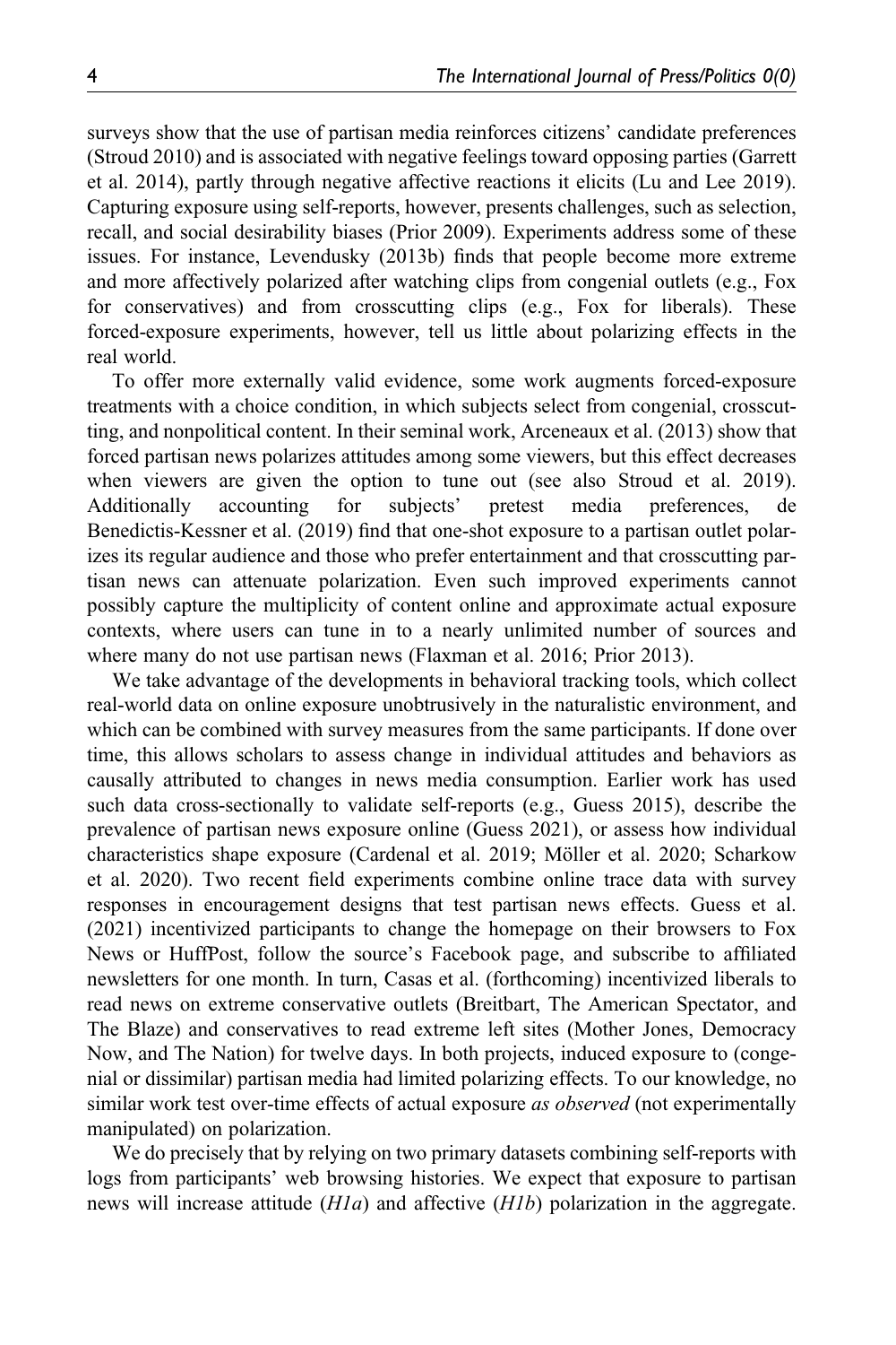surveys show that the use of partisan media reinforces citizens' candidate preferences (Stroud 2010) and is associated with negative feelings toward opposing parties (Garrett et al. 2014), partly through negative affective reactions it elicits (Lu and Lee 2019). Capturing exposure using self-reports, however, presents challenges, such as selection, recall, and social desirability biases (Prior 2009). Experiments address some of these issues. For instance, Levendusky (2013b) finds that people become more extreme and more affectively polarized after watching clips from congenial outlets (e.g., Fox for conservatives) and from crosscutting clips (e.g., Fox for liberals). These forced-exposure experiments, however, tell us little about polarizing effects in the real world.

To offer more externally valid evidence, some work augments forced-exposure treatments with a choice condition, in which subjects select from congenial, crosscutting, and nonpolitical content. In their seminal work, Arceneaux et al. (2013) show that forced partisan news polarizes attitudes among some viewers, but this effect decreases when viewers are given the option to tune out (see also Stroud et al. 2019). Additionally accounting for subjects' pretest media preferences, de Benedictis-Kessner et al. (2019) find that one-shot exposure to a partisan outlet polarizes its regular audience and those who prefer entertainment and that crosscutting partisan news can attenuate polarization. Even such improved experiments cannot possibly capture the multiplicity of content online and approximate actual exposure contexts, where users can tune in to a nearly unlimited number of sources and where many do not use partisan news (Flaxman et al. 2016; Prior 2013).

We take advantage of the developments in behavioral tracking tools, which collect real-world data on online exposure unobtrusively in the naturalistic environment, and which can be combined with survey measures from the same participants. If done over time, this allows scholars to assess change in individual attitudes and behaviors as causally attributed to changes in news media consumption. Earlier work has used such data cross-sectionally to validate self-reports (e.g., Guess 2015), describe the prevalence of partisan news exposure online (Guess 2021), or assess how individual characteristics shape exposure (Cardenal et al. 2019; Möller et al. 2020; Scharkow et al. 2020). Two recent field experiments combine online trace data with survey responses in encouragement designs that test partisan news effects. Guess et al. (2021) incentivized participants to change the homepage on their browsers to Fox News or HuffPost, follow the source's Facebook page, and subscribe to affiliated newsletters for one month. In turn, Casas et al. (forthcoming) incentivized liberals to read news on extreme conservative outlets (Breitbart, The American Spectator, and The Blaze) and conservatives to read extreme left sites (Mother Jones, Democracy Now, and The Nation) for twelve days. In both projects, induced exposure to (congenial or dissimilar) partisan media had limited polarizing effects. To our knowledge, no similar work test over-time effects of actual exposure *as observed* (not experimentally manipulated) on polarization.

We do precisely that by relying on two primary datasets combining self-reports with logs from participants' web browsing histories. We expect that exposure to partisan news will increase attitude (*H1a*) and affective (*H1b*) polarization in the aggregate.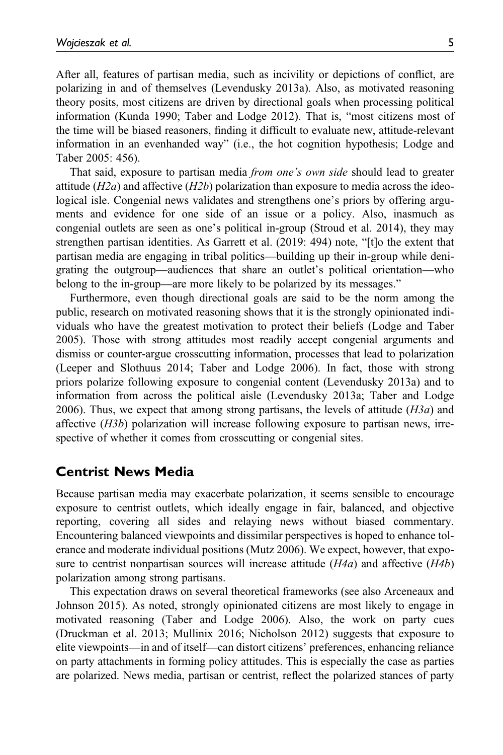After all, features of partisan media, such as incivility or depictions of conflict, are polarizing in and of themselves (Levendusky 2013a). Also, as motivated reasoning theory posits, most citizens are driven by directional goals when processing political information (Kunda 1990; Taber and Lodge 2012). That is, "most citizens most of the time will be biased reasoners, finding it difficult to evaluate new, attitude-relevant information in an evenhanded way" (i.e., the hot cognition hypothesis; Lodge and Taber 2005: 456).

That said, exposure to partisan media *from one's own side* should lead to greater attitude (*H2a*) and affective (*H2b*) polarization than exposure to media across the ideological isle. Congenial news validates and strengthens one's priors by offering arguments and evidence for one side of an issue or a policy. Also, inasmuch as congenial outlets are seen as one's political in-group (Stroud et al. 2014), they may strengthen partisan identities. As Garrett et al. (2019: 494) note, "[t]o the extent that partisan media are engaging in tribal politics—building up their in-group while denigrating the outgroup—audiences that share an outlet's political orientation—who belong to the in-group—are more likely to be polarized by its messages."

Furthermore, even though directional goals are said to be the norm among the public, research on motivated reasoning shows that it is the strongly opinionated individuals who have the greatest motivation to protect their beliefs (Lodge and Taber 2005). Those with strong attitudes most readily accept congenial arguments and dismiss or counter-argue crosscutting information, processes that lead to polarization (Leeper and Slothuus 2014; Taber and Lodge 2006). In fact, those with strong priors polarize following exposure to congenial content (Levendusky 2013a) and to information from across the political aisle (Levendusky 2013a; Taber and Lodge 2006). Thus, we expect that among strong partisans, the levels of attitude (*H3a*) and affective (*H3b*) polarization will increase following exposure to partisan news, irrespective of whether it comes from crosscutting or congenial sites.

## Centrist News Media

Because partisan media may exacerbate polarization, it seems sensible to encourage exposure to centrist outlets, which ideally engage in fair, balanced, and objective reporting, covering all sides and relaying news without biased commentary. Encountering balanced viewpoints and dissimilar perspectives is hoped to enhance tolerance and moderate individual positions (Mutz 2006). We expect, however, that exposure to centrist nonpartisan sources will increase attitude (*H4a*) and affective (*H4b*) polarization among strong partisans.

This expectation draws on several theoretical frameworks (see also Arceneaux and Johnson 2015). As noted, strongly opinionated citizens are most likely to engage in motivated reasoning (Taber and Lodge 2006). Also, the work on party cues (Druckman et al. 2013; Mullinix 2016; Nicholson 2012) suggests that exposure to elite viewpoints—in and of itself—can distort citizens' preferences, enhancing reliance on party attachments in forming policy attitudes. This is especially the case as parties are polarized. News media, partisan or centrist, reflect the polarized stances of party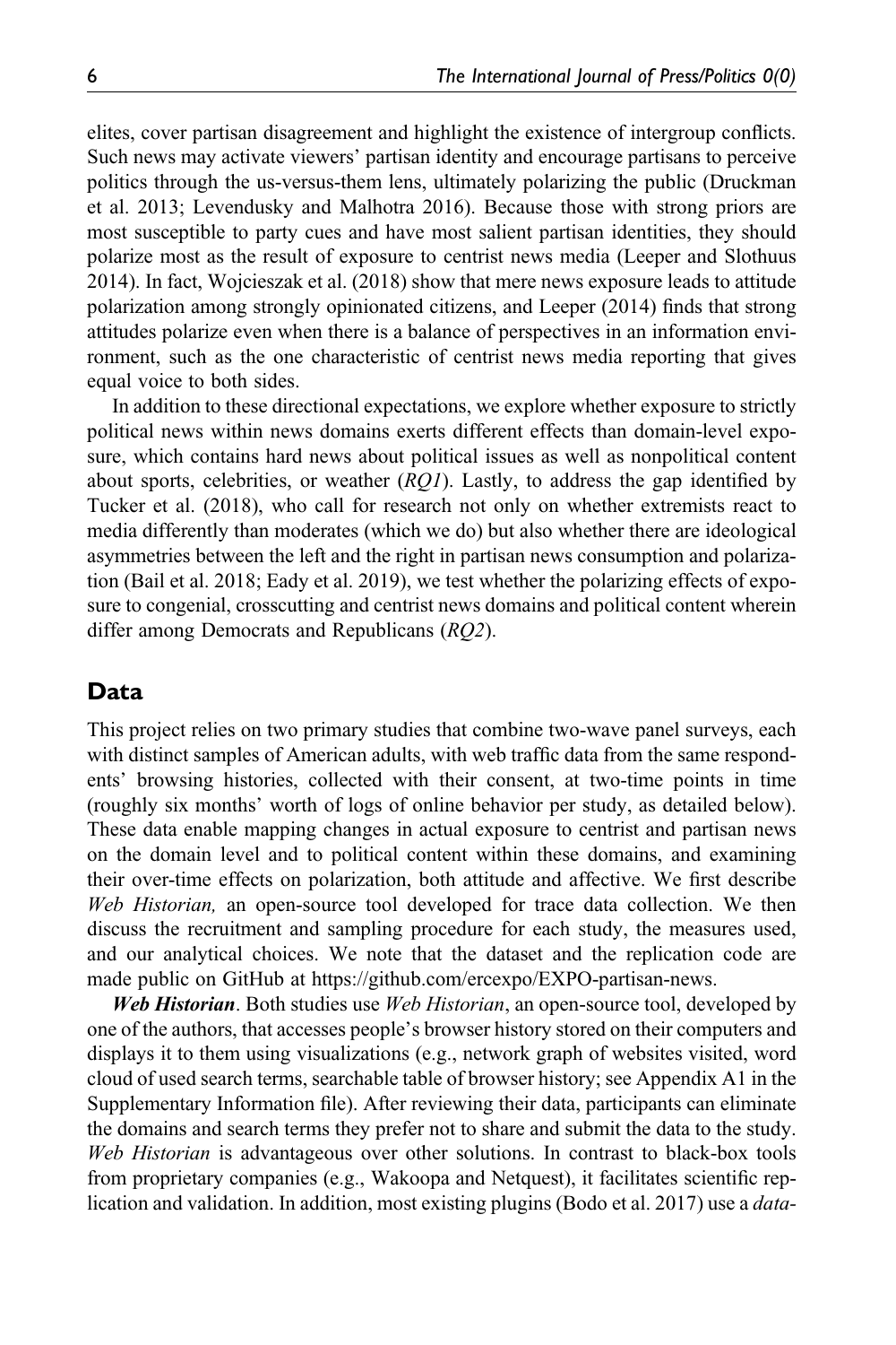elites, cover partisan disagreement and highlight the existence of intergroup conflicts. Such news may activate viewers' partisan identity and encourage partisans to perceive politics through the us-versus-them lens, ultimately polarizing the public (Druckman et al. 2013; Levendusky and Malhotra 2016). Because those with strong priors are most susceptible to party cues and have most salient partisan identities, they should polarize most as the result of exposure to centrist news media (Leeper and Slothuus 2014). In fact, Wojcieszak et al. (2018) show that mere news exposure leads to attitude polarization among strongly opinionated citizens, and Leeper (2014) finds that strong attitudes polarize even when there is a balance of perspectives in an information environment, such as the one characteristic of centrist news media reporting that gives equal voice to both sides.

In addition to these directional expectations, we explore whether exposure to strictly political news within news domains exerts different effects than domain-level exposure, which contains hard news about political issues as well as nonpolitical content about sports, celebrities, or weather (*RQ1*). Lastly, to address the gap identified by Tucker et al. (2018), who call for research not only on whether extremists react to media differently than moderates (which we do) but also whether there are ideological asymmetries between the left and the right in partisan news consumption and polarization (Bail et al. 2018; Eady et al. 2019), we test whether the polarizing effects of exposure to congenial, crosscutting and centrist news domains and political content wherein differ among Democrats and Republicans (*RQ2*).

## Data

This project relies on two primary studies that combine two-wave panel surveys, each with distinct samples of American adults, with web traffic data from the same respondents' browsing histories, collected with their consent, at two-time points in time (roughly six months' worth of logs of online behavior per study, as detailed below). These data enable mapping changes in actual exposure to centrist and partisan news on the domain level and to political content within these domains, and examining their over-time effects on polarization, both attitude and affective. We first describe *Web Historian,* an open-source tool developed for trace data collection. We then discuss the recruitment and sampling procedure for each study, the measures used, and our analytical choices. We note that the dataset and the replication code are made public on GitHub at https://github.com/ercexpo/EXPO-partisan-news.

***Web Historian***. Both studies use *Web Historian*, an open-source tool, developed by one of the authors, that accesses people's browser history stored on their computers and displays it to them using visualizations (e.g., network graph of websites visited, word cloud of used search terms, searchable table of browser history; see Appendix A1 in the Supplementary Information file). After reviewing their data, participants can eliminate the domains and search terms they prefer not to share and submit the data to the study. *Web Historian* is advantageous over other solutions. In contrast to black-box tools from proprietary companies (e.g., Wakoopa and Netquest), it facilitates scientific replication and validation. In addition, most existing plugins (Bodo et al. 2017) use a *data-*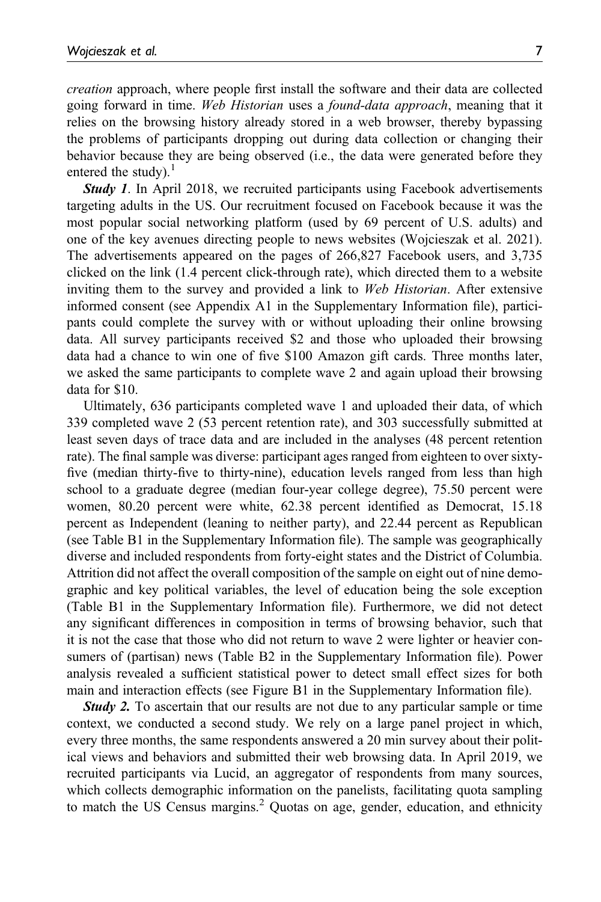*creation* approach, where people first install the software and their data are collected going forward in time. *Web Historian* uses a *found-data approach*, meaning that it relies on the browsing history already stored in a web browser, thereby bypassing the problems of participants dropping out during data collection or changing their behavior because they are being observed (i.e., the data were generated before they entered the study).[1]

***Study 1***. In April 2018, we recruited participants using Facebook advertisements targeting adults in the US. Our recruitment focused on Facebook because it was the most popular social networking platform (used by 69 percent of U.S. adults) and one of the key avenues directing people to news websites (Wojcieszak et al. 2021). The advertisements appeared on the pages of 266,827 Facebook users, and 3,735 clicked on the link (1.4 percent click-through rate), which directed them to a website inviting them to the survey and provided a link to *Web Historian*. After extensive informed consent (see Appendix A1 in the Supplementary Information file), participants could complete the survey with or without uploading their online browsing data. All survey participants received \$2 and those who uploaded their browsing data had a chance to win one of five \$100 Amazon gift cards. Three months later, we asked the same participants to complete wave 2 and again upload their browsing data for \$10.

Ultimately, 636 participants completed wave 1 and uploaded their data, of which 339 completed wave 2 (53 percent retention rate), and 303 successfully submitted at least seven days of trace data and are included in the analyses (48 percent retention rate). The final sample was diverse: participant ages ranged from eighteen to over sixty-five (median thirty-five to thirty-nine), education levels ranged from less than high school to a graduate degree (median four-year college degree), 75.50 percent were women, 80.20 percent were white, 62.38 percent identified as Democrat, 15.18 percent as Independent (leaning to neither party), and 22.44 percent as Republican (see Table B1 in the Supplementary Information file). The sample was geographically diverse and included respondents from forty-eight states and the District of Columbia. Attrition did not affect the overall composition of the sample on eight out of nine demographic and key political variables, the level of education being the sole exception (Table B1 in the Supplementary Information file). Furthermore, we did not detect any significant differences in composition in terms of browsing behavior, such that it is not the case that those who did not return to wave 2 were lighter or heavier consumers of (partisan) news (Table B2 in the Supplementary Information file). Power analysis revealed a sufficient statistical power to detect small effect sizes for both main and interaction effects (see Figure B1 in the Supplementary Information file).

***Study 2.*** To ascertain that our results are not due to any particular sample or time context, we conducted a second study. We rely on a large panel project in which, every three months, the same respondents answered a 20 min survey about their political views and behaviors and submitted their web browsing data. In April 2019, we recruited participants via Lucid, an aggregator of respondents from many sources, which collects demographic information on the panelists, facilitating quota sampling to match the US Census margins.[2] Quotas on age, gender, education, and ethnicity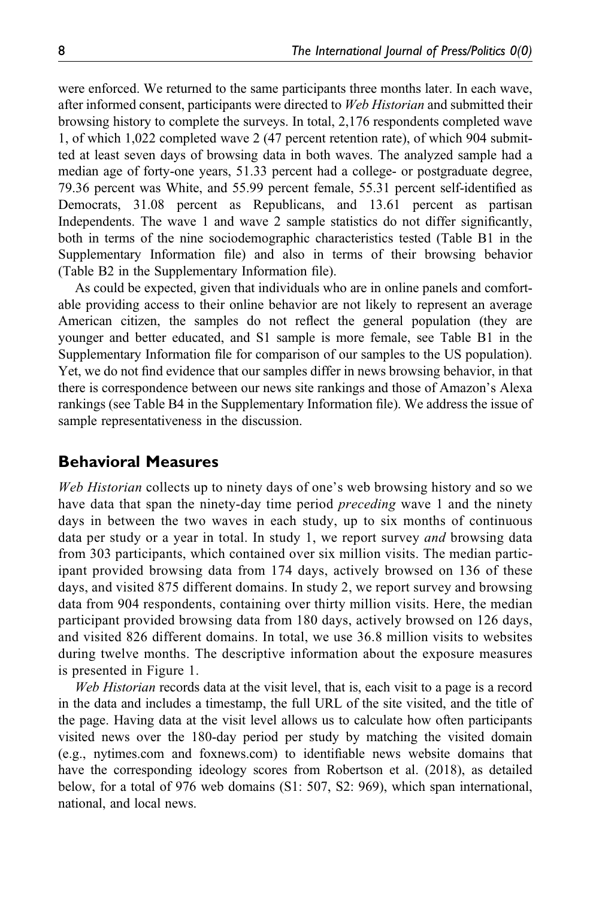were enforced. We returned to the same participants three months later. In each wave, after informed consent, participants were directed to *Web Historian* and submitted their browsing history to complete the surveys. In total, 2,176 respondents completed wave 1, of which 1,022 completed wave 2 (47 percent retention rate), of which 904 submitted at least seven days of browsing data in both waves. The analyzed sample had a median age of forty-one years, 51.33 percent had a college- or postgraduate degree, 79.36 percent was White, and 55.99 percent female, 55.31 percent self-identified as Democrats, 31.08 percent as Republicans, and 13.61 percent as partisan Independents. The wave 1 and wave 2 sample statistics do not differ significantly, both in terms of the nine sociodemographic characteristics tested (Table B1 in the Supplementary Information file) and also in terms of their browsing behavior (Table B2 in the Supplementary Information file).

As could be expected, given that individuals who are in online panels and comfortable providing access to their online behavior are not likely to represent an average American citizen, the samples do not reflect the general population (they are younger and better educated, and S1 sample is more female, see Table B1 in the Supplementary Information file for comparison of our samples to the US population). Yet, we do not find evidence that our samples differ in news browsing behavior, in that there is correspondence between our news site rankings and those of Amazon's Alexa rankings (see Table B4 in the Supplementary Information file). We address the issue of sample representativeness in the discussion.

## Behavioral Measures

*Web Historian* collects up to ninety days of one's web browsing history and so we have data that span the ninety-day time period *preceding* wave 1 and the ninety days in between the two waves in each study, up to six months of continuous data per study or a year in total. In study 1, we report survey *and* browsing data from 303 participants, which contained over six million visits. The median participant provided browsing data from 174 days, actively browsed on 136 of these days, and visited 875 different domains. In study 2, we report survey and browsing data from 904 respondents, containing over thirty million visits. Here, the median participant provided browsing data from 180 days, actively browsed on 126 days, and visited 826 different domains. In total, we use 36.8 million visits to websites during twelve months. The descriptive information about the exposure measures is presented in Figure 1.

*Web Historian* records data at the visit level, that is, each visit to a page is a record in the data and includes a timestamp, the full URL of the site visited, and the title of the page. Having data at the visit level allows us to calculate how often participants visited news over the 180-day period per study by matching the visited domain (e.g., nytimes.com and foxnews.com) to identifiable news website domains that have the corresponding ideology scores from Robertson et al. (2018), as detailed below, for a total of 976 web domains (S1: 507, S2: 969), which span international, national, and local news.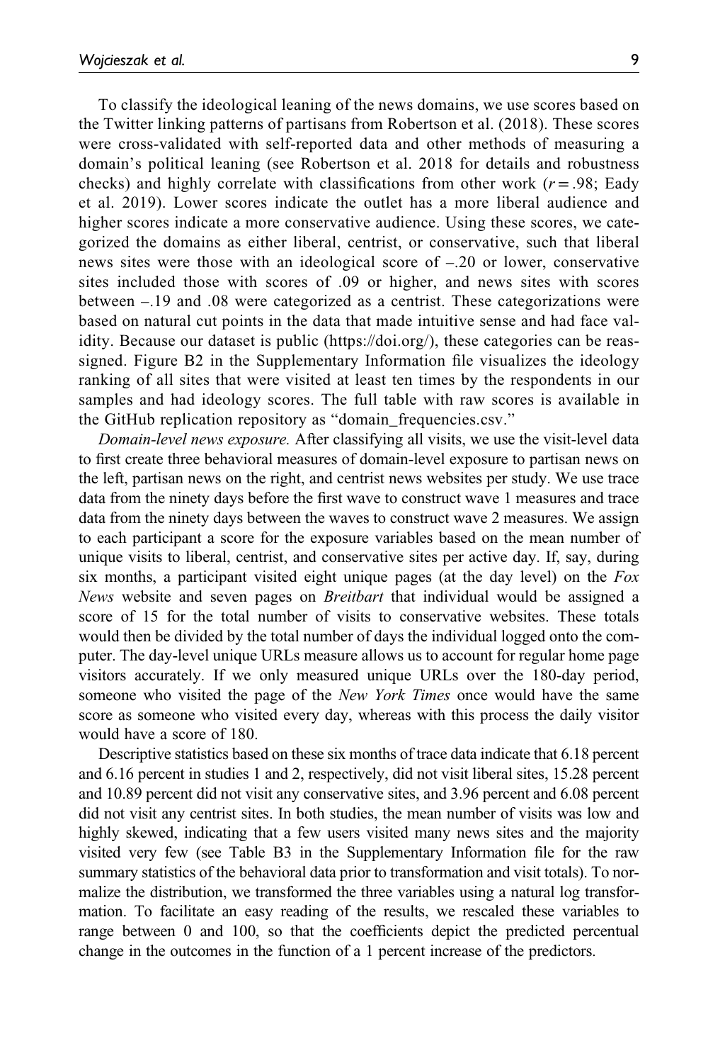To classify the ideological leaning of the news domains, we use scores based on the Twitter linking patterns of partisans from Robertson et al. (2018). These scores were cross-validated with self-reported data and other methods of measuring a domain's political leaning (see Robertson et al. 2018 for details and robustness checks) and highly correlate with classifications from other work ($r = .98$; Eady et al. 2019). Lower scores indicate the outlet has a more liberal audience and higher scores indicate a more conservative audience. Using these scores, we categorized the domains as either liberal, centrist, or conservative, such that liberal news sites were those with an ideological score of –.20 or lower, conservative sites included those with scores of .09 or higher, and news sites with scores between –.19 and .08 were categorized as a centrist. These categorizations were based on natural cut points in the data that made intuitive sense and had face validity. Because our dataset is public (https://doi.org/), these categories can be reassigned. Figure B2 in the Supplementary Information file visualizes the ideology ranking of all sites that were visited at least ten times by the respondents in our samples and had ideology scores. The full table with raw scores is available in the GitHub replication repository as "domain_frequencies.csv."

*Domain-level news exposure.* After classifying all visits, we use the visit-level data to first create three behavioral measures of domain-level exposure to partisan news on the left, partisan news on the right, and centrist news websites per study. We use trace data from the ninety days before the first wave to construct wave 1 measures and trace data from the ninety days between the waves to construct wave 2 measures. We assign to each participant a score for the exposure variables based on the mean number of unique visits to liberal, centrist, and conservative sites per active day. If, say, during six months, a participant visited eight unique pages (at the day level) on the *Fox News* website and seven pages on *Breitbart* that individual would be assigned a score of 15 for the total number of visits to conservative websites. These totals would then be divided by the total number of days the individual logged onto the computer. The day-level unique URLs measure allows us to account for regular home page visitors accurately. If we only measured unique URLs over the 180-day period, someone who visited the page of the *New York Times* once would have the same score as someone who visited every day, whereas with this process the daily visitor would have a score of 180.

Descriptive statistics based on these six months of trace data indicate that 6.18 percent and 6.16 percent in studies 1 and 2, respectively, did not visit liberal sites, 15.28 percent and 10.89 percent did not visit any conservative sites, and 3.96 percent and 6.08 percent did not visit any centrist sites. In both studies, the mean number of visits was low and highly skewed, indicating that a few users visited many news sites and the majority visited very few (see Table B3 in the Supplementary Information file for the raw summary statistics of the behavioral data prior to transformation and visit totals). To normalize the distribution, we transformed the three variables using a natural log transformation. To facilitate an easy reading of the results, we rescaled these variables to range between 0 and 100, so that the coefficients depict the predicted percentual change in the outcomes in the function of a 1 percent increase of the predictors.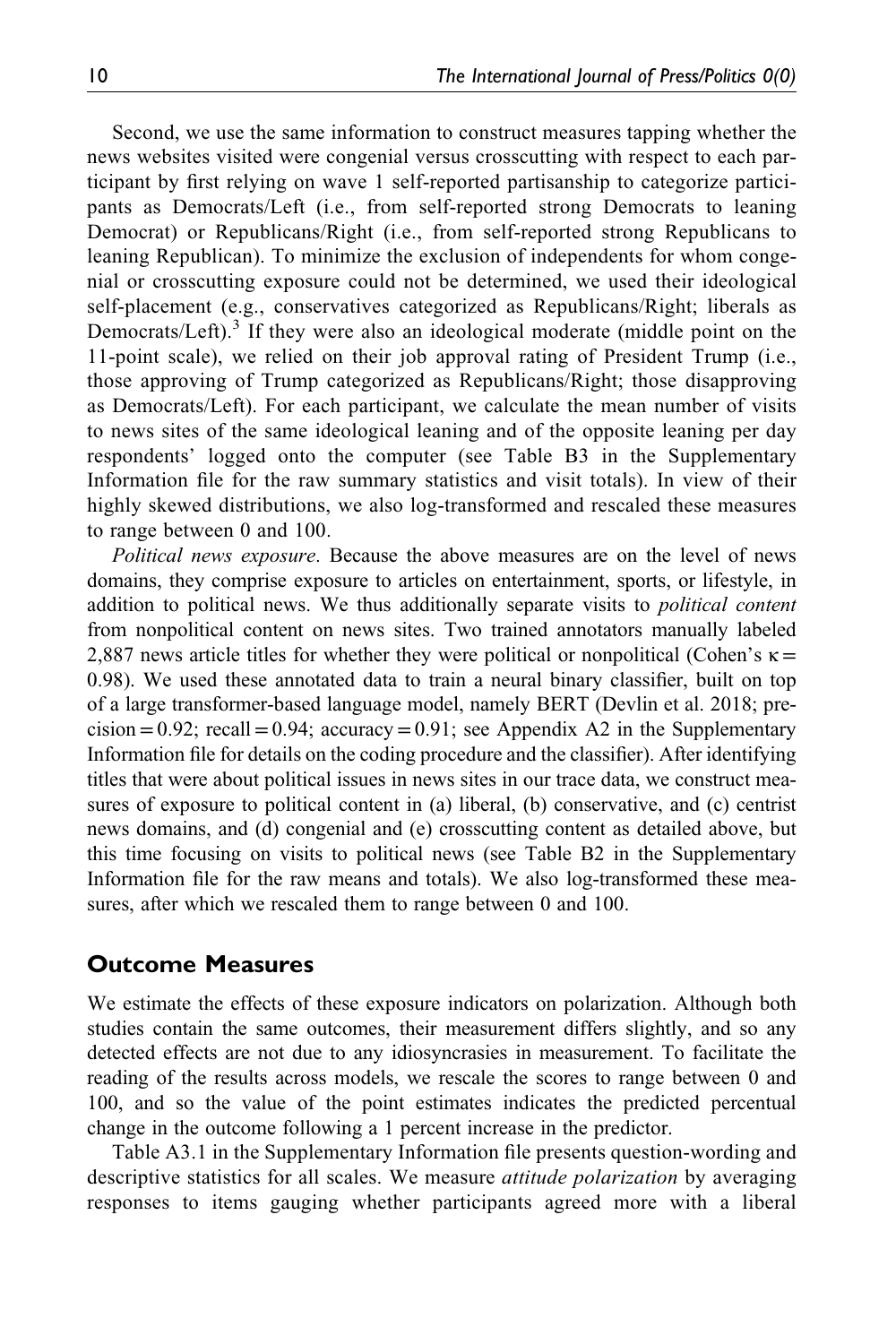Second, we use the same information to construct measures tapping whether the news websites visited were congenial versus crosscutting with respect to each participant by first relying on wave 1 self-reported partisanship to categorize participants as Democrats/Left (i.e., from self-reported strong Democrats to leaning Democrat) or Republicans/Right (i.e., from self-reported strong Republicans to leaning Republican). To minimize the exclusion of independents for whom congenial or crosscutting exposure could not be determined, we used their ideological self-placement (e.g., conservatives categorized as Republicans/Right; liberals as Democrats/Left).[3] If they were also an ideological moderate (middle point on the 11-point scale), we relied on their job approval rating of President Trump (i.e., those approving of Trump categorized as Republicans/Right; those disapproving as Democrats/Left). For each participant, we calculate the mean number of visits to news sites of the same ideological leaning and of the opposite leaning per day respondents' logged onto the computer (see Table B3 in the Supplementary Information file for the raw summary statistics and visit totals). In view of their highly skewed distributions, we also log-transformed and rescaled these measures to range between 0 and 100.

*Political news exposure*. Because the above measures are on the level of news domains, they comprise exposure to articles on entertainment, sports, or lifestyle, in addition to political news. We thus additionally separate visits to *political content* from nonpolitical content on news sites. Two trained annotators manually labeled 2,887 news article titles for whether they were political or nonpolitical (Cohen's $\kappa = 0.98$). We used these annotated data to train a neural binary classifier, built on top of a large transformer-based language model, namely BERT (Devlin et al. 2018; precision = 0.92; recall = 0.94; accuracy = 0.91; see Appendix A2 in the Supplementary Information file for details on the coding procedure and the classifier). After identifying titles that were about political issues in news sites in our trace data, we construct measures of exposure to political content in (a) liberal, (b) conservative, and (c) centrist news domains, and (d) congenial and (e) crosscutting content as detailed above, but this time focusing on visits to political news (see Table B2 in the Supplementary Information file for the raw means and totals). We also log-transformed these measures, after which we rescaled them to range between 0 and 100.

## Outcome Measures

We estimate the effects of these exposure indicators on polarization. Although both studies contain the same outcomes, their measurement differs slightly, and so any detected effects are not due to any idiosyncrasies in measurement. To facilitate the reading of the results across models, we rescale the scores to range between 0 and 100, and so the value of the point estimates indicates the predicted percentual change in the outcome following a 1 percent increase in the predictor.

Table A3.1 in the Supplementary Information file presents question-wording and descriptive statistics for all scales. We measure *attitude polarization* by averaging responses to items gauging whether participants agreed more with a liberal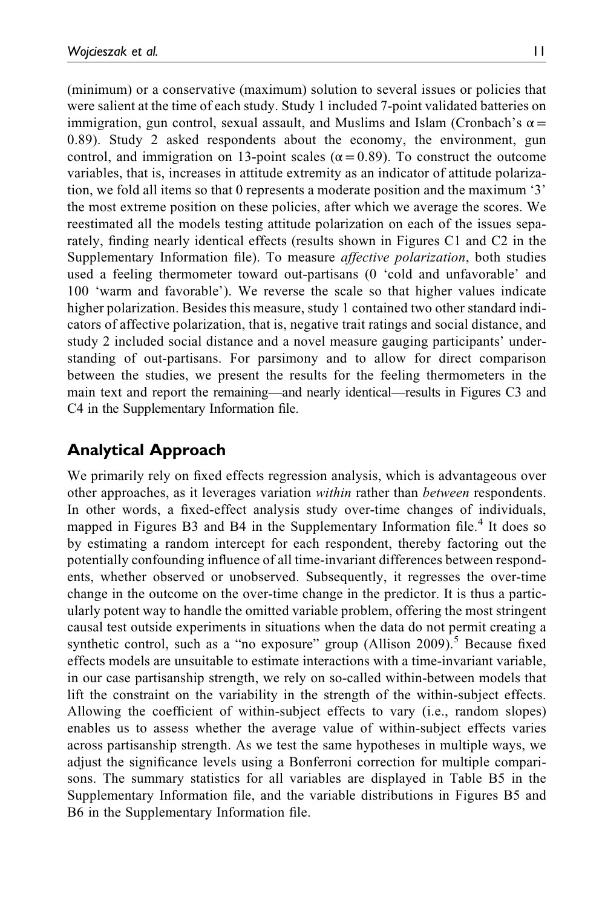(minimum) or a conservative (maximum) solution to several issues or policies that were salient at the time of each study. Study 1 included 7-point validated batteries on immigration, gun control, sexual assault, and Muslims and Islam (Cronbach's $\alpha = 0.89$). Study 2 asked respondents about the economy, the environment, gun control, and immigration on 13-point scales ($\alpha = 0.89$). To construct the outcome variables, that is, increases in attitude extremity as an indicator of attitude polarization, we fold all items so that 0 represents a moderate position and the maximum '3' the most extreme position on these policies, after which we average the scores. We reestimated all the models testing attitude polarization on each of the issues separately, finding nearly identical effects (results shown in Figures C1 and C2 in the Supplementary Information file). To measure *affective polarization*, both studies used a feeling thermometer toward out-partisans (0 'cold and unfavorable' and 100 'warm and favorable'). We reverse the scale so that higher values indicate higher polarization. Besides this measure, study 1 contained two other standard indicators of affective polarization, that is, negative trait ratings and social distance, and study 2 included social distance and a novel measure gauging participants' understanding of out-partisans. For parsimony and to allow for direct comparison between the studies, we present the results for the feeling thermometers in the main text and report the remaining—and nearly identical—results in Figures C3 and C4 in the Supplementary Information file.

## Analytical Approach

We primarily rely on fixed effects regression analysis, which is advantageous over other approaches, as it leverages variation *within* rather than *between* respondents. In other words, a fixed-effect analysis study over-time changes of individuals, mapped in Figures B3 and B4 in the Supplementary Information file.[4] It does so by estimating a random intercept for each respondent, thereby factoring out the potentially confounding influence of all time-invariant differences between respondents, whether observed or unobserved. Subsequently, it regresses the over-time change in the outcome on the over-time change in the predictor. It is thus a particularly potent way to handle the omitted variable problem, offering the most stringent causal test outside experiments in situations when the data do not permit creating a synthetic control, such as a "no exposure" group (Allison 2009).[5] Because fixed effects models are unsuitable to estimate interactions with a time-invariant variable, in our case partisanship strength, we rely on so-called within-between models that lift the constraint on the variability in the strength of the within-subject effects. Allowing the coefficient of within-subject effects to vary (i.e., random slopes) enables us to assess whether the average value of within-subject effects varies across partisanship strength. As we test the same hypotheses in multiple ways, we adjust the significance levels using a Bonferroni correction for multiple comparisons. The summary statistics for all variables are displayed in Table B5 in the Supplementary Information file, and the variable distributions in Figures B5 and B6 in the Supplementary Information file.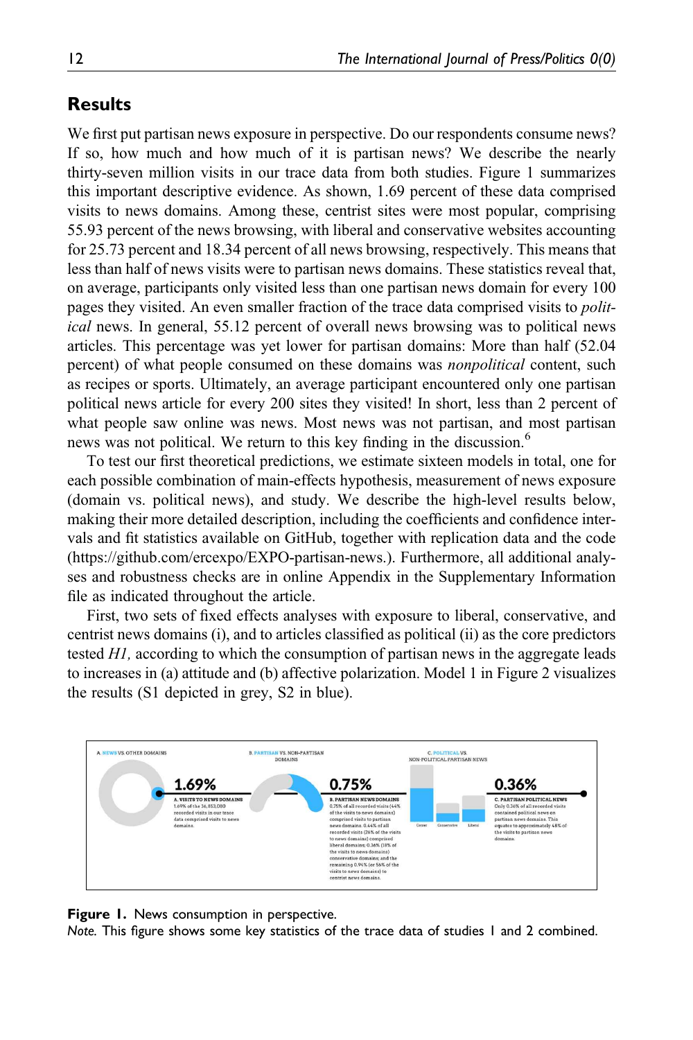## Results

We first put partisan news exposure in perspective. Do our respondents consume news? If so, how much and how much of it is partisan news? We describe the nearly thirty-seven million visits in our trace data from both studies. Figure 1 summarizes this important descriptive evidence. As shown, 1.69 percent of these data comprised visits to news domains. Among these, centrist sites were most popular, comprising 55.93 percent of the news browsing, with liberal and conservative websites accounting for 25.73 percent and 18.34 percent of all news browsing, respectively. This means that less than half of news visits were to partisan news domains. These statistics reveal that, on average, participants only visited less than one partisan news domain for every 100 pages they visited. An even smaller fraction of the trace data comprised visits to *political* news. In general, 55.12 percent of overall news browsing was to political news articles. This percentage was yet lower for partisan domains: More than half (52.04 percent) of what people consumed on these domains was *nonpolitical* content, such as recipes or sports. Ultimately, an average participant encountered only one partisan political news article for every 200 sites they visited! In short, less than 2 percent of what people saw online was news. Most news was not partisan, and most partisan news was not political. We return to this key finding in the discussion.[6]

To test our first theoretical predictions, we estimate sixteen models in total, one for each possible combination of main-effects hypothesis, measurement of news exposure (domain vs. political news), and study. We describe the high-level results below, making their more detailed description, including the coefficients and confidence intervals and fit statistics available on GitHub, together with replication data and the code (https://github.com/ercexpo/EXPO-partisan-news.). Furthermore, all additional analyses and robustness checks are in online Appendix in the Supplementary Information file as indicated throughout the article.

First, two sets of fixed effects analyses with exposure to liberal, conservative, and centrist news domains (i), and to articles classified as political (ii) as the core predictors tested *H1,* according to which the consumption of partisan news in the aggregate leads to increases in (a) attitude and (b) affective polarization. Model 1 in Figure 2 visualizes the results (S1 depicted in grey, S2 in blue).

A. NEWS VS. OTHER DOMAINS

1.69%

A. VISITS TO NEWS DOMAINS
1.69% of the 36,853,080 recorded visits in our trace data comprised visits to news domains.

B. PARTISAN VS. NON-PARTISAN DOMAINS

0.75%

B. PARTISAN NEWS DOMAINS
0.75% of all recorded visits (44% of the visits to news domains) comprised visits to partisan news domains. 0.44% of all recorded visits (26% of the visits to news domains) comprised liberal domains; 0.36% (18% of the visits to news domains) conservative domains; and the remaining 0.94% (or 56% of the visits to news domains) to centrist news domains.

C. POLITICAL VS. NON-POLITICAL PARTISAN NEWS

Center | Conservative | Liberal

0.36%

C. PARTISAN POLITICAL NEWS
Only 0.36% of all recorded visits contained political news on partisan news domains. This equates to approximately 48% of the visits to partisan news domains.

**Figure 1.** News consumption in perspective.
*Note.* This figure shows some key statistics of the trace data of studies 1 and 2 combined.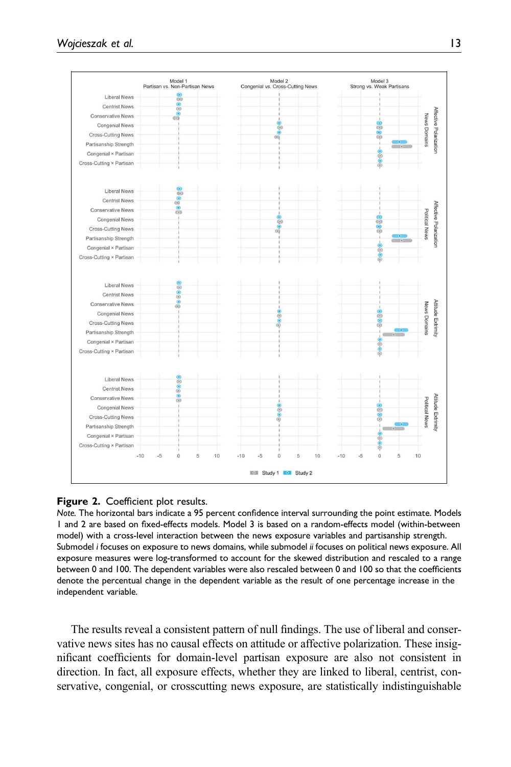**Figure 2.** Coefficient plot results.

*Note.* The horizontal bars indicate a 95 percent confidence interval surrounding the point estimate. Models 1 and 2 are based on fixed-effects models. Model 3 is based on a random-effects model (within-between model) with a cross-level interaction between the news exposure variables and partisanship strength. Submodel *i* focuses on exposure to news domains, while submodel *ii* focuses on political news exposure. All exposure measures were log-transformed to account for the skewed distribution and rescaled to a range between 0 and 100. The dependent variables were also rescaled between 0 and 100 so that the coefficients denote the percentual change in the dependent variable as the result of one percentage increase in the independent variable.

The results reveal a consistent pattern of null findings. The use of liberal and conservative news sites has no causal effects on attitude or affective polarization. These insignificant coefficients for domain-level partisan exposure are also not consistent in direction. In fact, all exposure effects, whether they are linked to liberal, centrist, conservative, congenial, or crosscutting news exposure, are statistically indistinguishable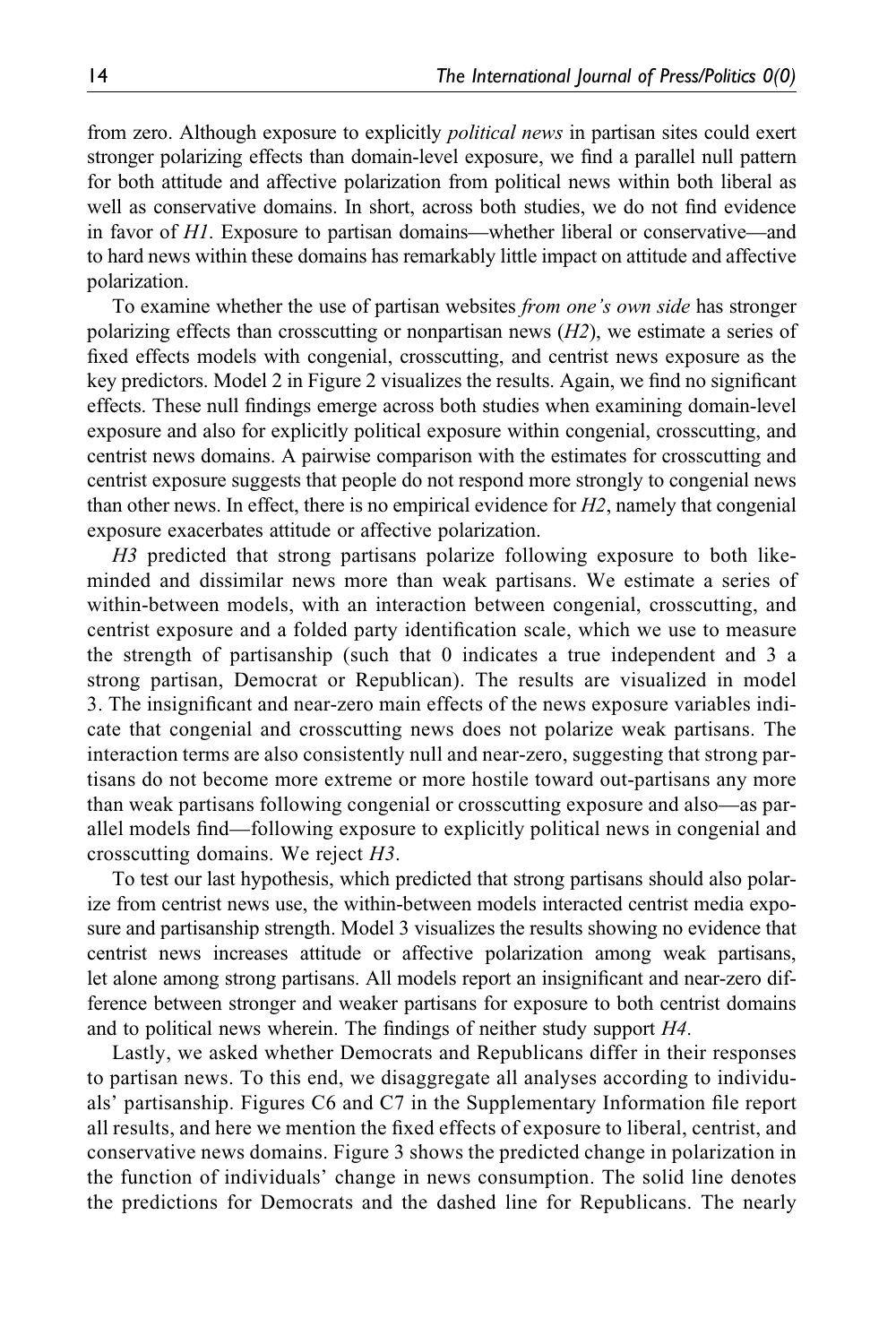from zero. Although exposure to explicitly *political news* in partisan sites could exert stronger polarizing effects than domain-level exposure, we find a parallel null pattern for both attitude and affective polarization from political news within both liberal as well as conservative domains. In short, across both studies, we do not find evidence in favor of *H1*. Exposure to partisan domains—whether liberal or conservative—and to hard news within these domains has remarkably little impact on attitude and affective polarization.

To examine whether the use of partisan websites *from one's own side* has stronger polarizing effects than crosscutting or nonpartisan news (*H2*), we estimate a series of fixed effects models with congenial, crosscutting, and centrist news exposure as the key predictors. Model 2 in Figure 2 visualizes the results. Again, we find no significant effects. These null findings emerge across both studies when examining domain-level exposure and also for explicitly political exposure within congenial, crosscutting, and centrist news domains. A pairwise comparison with the estimates for crosscutting and centrist exposure suggests that people do not respond more strongly to congenial news than other news. In effect, there is no empirical evidence for *H2*, namely that congenial exposure exacerbates attitude or affective polarization.

*H3* predicted that strong partisans polarize following exposure to both like-minded and dissimilar news more than weak partisans. We estimate a series of within-between models, with an interaction between congenial, crosscutting, and centrist exposure and a folded party identification scale, which we use to measure the strength of partisanship (such that 0 indicates a true independent and 3 a strong partisan, Democrat or Republican). The results are visualized in model 3. The insignificant and near-zero main effects of the news exposure variables indicate that congenial and crosscutting news does not polarize weak partisans. The interaction terms are also consistently null and near-zero, suggesting that strong partisans do not become more extreme or more hostile toward out-partisans any more than weak partisans following congenial or crosscutting exposure and also—as parallel models find—following exposure to explicitly political news in congenial and crosscutting domains. We reject *H3*.

To test our last hypothesis, which predicted that strong partisans should also polarize from centrist news use, the within-between models interacted centrist media exposure and partisanship strength. Model 3 visualizes the results showing no evidence that centrist news increases attitude or affective polarization among weak partisans, let alone among strong partisans. All models report an insignificant and near-zero difference between stronger and weaker partisans for exposure to both centrist domains and to political news wherein. The findings of neither study support *H4*.

Lastly, we asked whether Democrats and Republicans differ in their responses to partisan news. To this end, we disaggregate all analyses according to individuals' partisanship. Figures C6 and C7 in the Supplementary Information file report all results, and here we mention the fixed effects of exposure to liberal, centrist, and conservative news domains. Figure 3 shows the predicted change in polarization in the function of individuals' change in news consumption. The solid line denotes the predictions for Democrats and the dashed line for Republicans. The nearly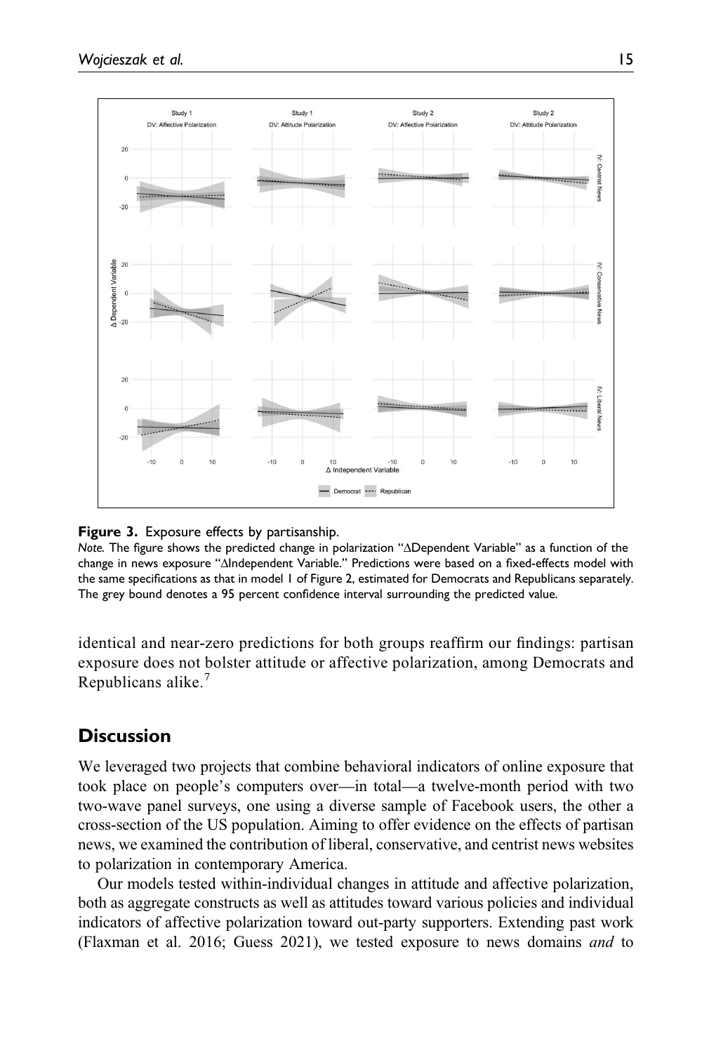**Figure 3.** Exposure effects by partisanship.

*Note.* The figure shows the predicted change in polarization "ΔDependent Variable" as a function of the change in news exposure "ΔIndependent Variable." Predictions were based on a fixed-effects model with the same specifications as that in model 1 of Figure 2, estimated for Democrats and Republicans separately. The grey bound denotes a 95 percent confidence interval surrounding the predicted value.

identical and near-zero predictions for both groups reaffirm our findings: partisan exposure does not bolster attitude or affective polarization, among Democrats and Republicans alike.[7]

## Discussion

We leveraged two projects that combine behavioral indicators of online exposure that took place on people's computers over—in total—a twelve-month period with two two-wave panel surveys, one using a diverse sample of Facebook users, the other a cross-section of the US population. Aiming to offer evidence on the effects of partisan news, we examined the contribution of liberal, conservative, and centrist news websites to polarization in contemporary America.

Our models tested within-individual changes in attitude and affective polarization, both as aggregate constructs as well as attitudes toward various policies and individual indicators of affective polarization toward out-party supporters. Extending past work (Flaxman et al. 2016; Guess 2021), we tested exposure to news domains *and* to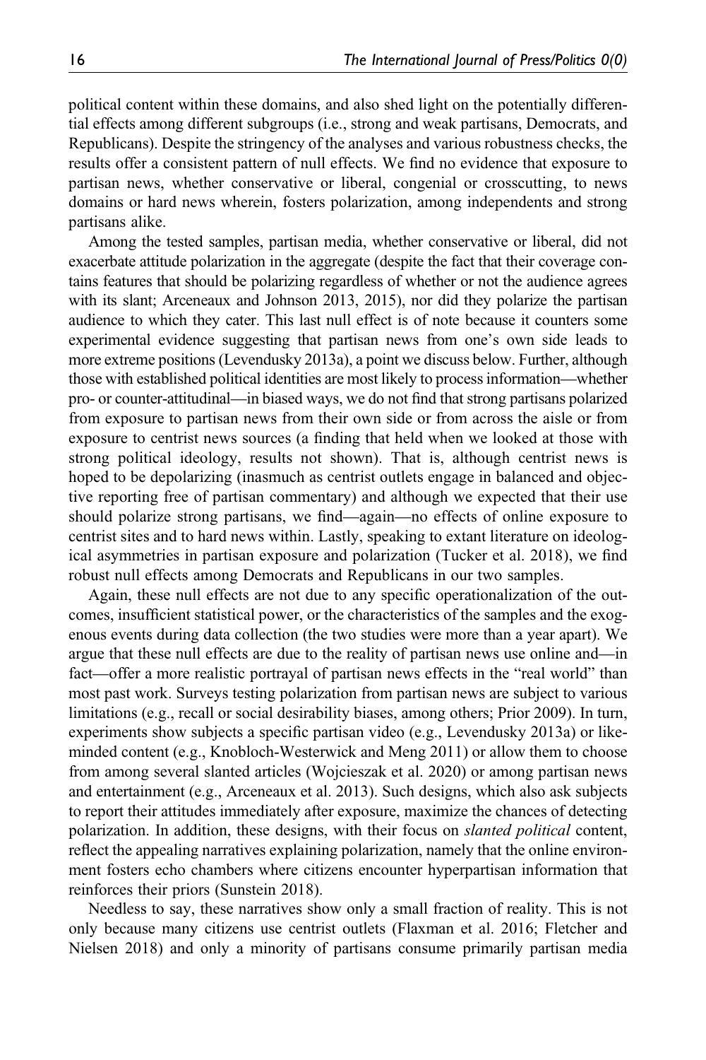political content within these domains, and also shed light on the potentially differential effects among different subgroups (i.e., strong and weak partisans, Democrats, and Republicans). Despite the stringency of the analyses and various robustness checks, the results offer a consistent pattern of null effects. We find no evidence that exposure to partisan news, whether conservative or liberal, congenial or crosscutting, to news domains or hard news wherein, fosters polarization, among independents and strong partisans alike.

Among the tested samples, partisan media, whether conservative or liberal, did not exacerbate attitude polarization in the aggregate (despite the fact that their coverage contains features that should be polarizing regardless of whether or not the audience agrees with its slant; Arceneaux and Johnson 2013, 2015), nor did they polarize the partisan audience to which they cater. This last null effect is of note because it counters some experimental evidence suggesting that partisan news from one's own side leads to more extreme positions (Levendusky 2013a), a point we discuss below. Further, although those with established political identities are most likely to process information—whether pro- or counter-attitudinal—in biased ways, we do not find that strong partisans polarized from exposure to partisan news from their own side or from across the aisle or from exposure to centrist news sources (a finding that held when we looked at those with strong political ideology, results not shown). That is, although centrist news is hoped to be depolarizing (inasmuch as centrist outlets engage in balanced and objective reporting free of partisan commentary) and although we expected that their use should polarize strong partisans, we find—again—no effects of online exposure to centrist sites and to hard news within. Lastly, speaking to extant literature on ideological asymmetries in partisan exposure and polarization (Tucker et al. 2018), we find robust null effects among Democrats and Republicans in our two samples.

Again, these null effects are not due to any specific operationalization of the outcomes, insufficient statistical power, or the characteristics of the samples and the exogenous events during data collection (the two studies were more than a year apart). We argue that these null effects are due to the reality of partisan news use online and—in fact—offer a more realistic portrayal of partisan news effects in the "real world" than most past work. Surveys testing polarization from partisan news are subject to various limitations (e.g., recall or social desirability biases, among others; Prior 2009). In turn, experiments show subjects a specific partisan video (e.g., Levendusky 2013a) or like-minded content (e.g., Knobloch-Westerwick and Meng 2011) or allow them to choose from among several slanted articles (Wojcieszak et al. 2020) or among partisan news and entertainment (e.g., Arceneaux et al. 2013). Such designs, which also ask subjects to report their attitudes immediately after exposure, maximize the chances of detecting polarization. In addition, these designs, with their focus on *slanted political* content, reflect the appealing narratives explaining polarization, namely that the online environment fosters echo chambers where citizens encounter hyperpartisan information that reinforces their priors (Sunstein 2018).

Needless to say, these narratives show only a small fraction of reality. This is not only because many citizens use centrist outlets (Flaxman et al. 2016; Fletcher and Nielsen 2018) and only a minority of partisans consume primarily partisan media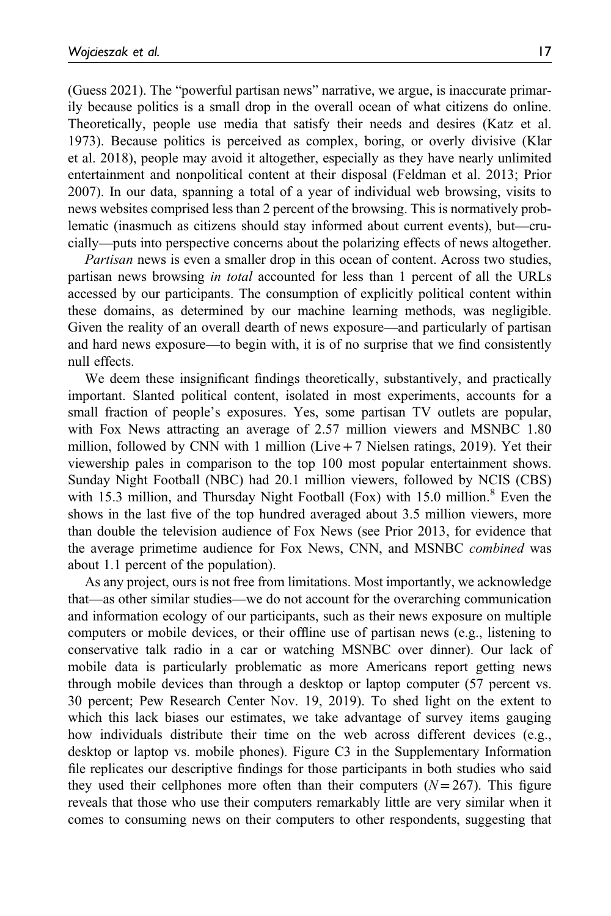(Guess 2021). The "powerful partisan news" narrative, we argue, is inaccurate primarily because politics is a small drop in the overall ocean of what citizens do online. Theoretically, people use media that satisfy their needs and desires (Katz et al. 1973). Because politics is perceived as complex, boring, or overly divisive (Klar et al. 2018), people may avoid it altogether, especially as they have nearly unlimited entertainment and nonpolitical content at their disposal (Feldman et al. 2013; Prior 2007). In our data, spanning a total of a year of individual web browsing, visits to news websites comprised less than 2 percent of the browsing. This is normatively problematic (inasmuch as citizens should stay informed about current events), but—crucially—puts into perspective concerns about the polarizing effects of news altogether.

*Partisan* news is even a smaller drop in this ocean of content. Across two studies, partisan news browsing *in total* accounted for less than 1 percent of all the URLs accessed by our participants. The consumption of explicitly political content within these domains, as determined by our machine learning methods, was negligible. Given the reality of an overall dearth of news exposure—and particularly of partisan and hard news exposure—to begin with, it is of no surprise that we find consistently null effects.

We deem these insignificant findings theoretically, substantively, and practically important. Slanted political content, isolated in most experiments, accounts for a small fraction of people's exposures. Yes, some partisan TV outlets are popular, with Fox News attracting an average of 2.57 million viewers and MSNBC 1.80 million, followed by CNN with 1 million (Live + 7 Nielsen ratings, 2019). Yet their viewership pales in comparison to the top 100 most popular entertainment shows. Sunday Night Football (NBC) had 20.1 million viewers, followed by NCIS (CBS) with 15.3 million, and Thursday Night Football (Fox) with 15.0 million.[8] Even the shows in the last five of the top hundred averaged about 3.5 million viewers, more than double the television audience of Fox News (see Prior 2013, for evidence that the average primetime audience for Fox News, CNN, and MSNBC *combined* was about 1.1 percent of the population).

As any project, ours is not free from limitations. Most importantly, we acknowledge that—as other similar studies—we do not account for the overarching communication and information ecology of our participants, such as their news exposure on multiple computers or mobile devices, or their offline use of partisan news (e.g., listening to conservative talk radio in a car or watching MSNBC over dinner). Our lack of mobile data is particularly problematic as more Americans report getting news through mobile devices than through a desktop or laptop computer (57 percent vs. 30 percent; Pew Research Center Nov. 19, 2019). To shed light on the extent to which this lack biases our estimates, we take advantage of survey items gauging how individuals distribute their time on the web across different devices (e.g., desktop or laptop vs. mobile phones). Figure C3 in the Supplementary Information file replicates our descriptive findings for those participants in both studies who said they used their cellphones more often than their computers ($N = 267$). This figure reveals that those who use their computers remarkably little are very similar when it comes to consuming news on their computers to other respondents, suggesting that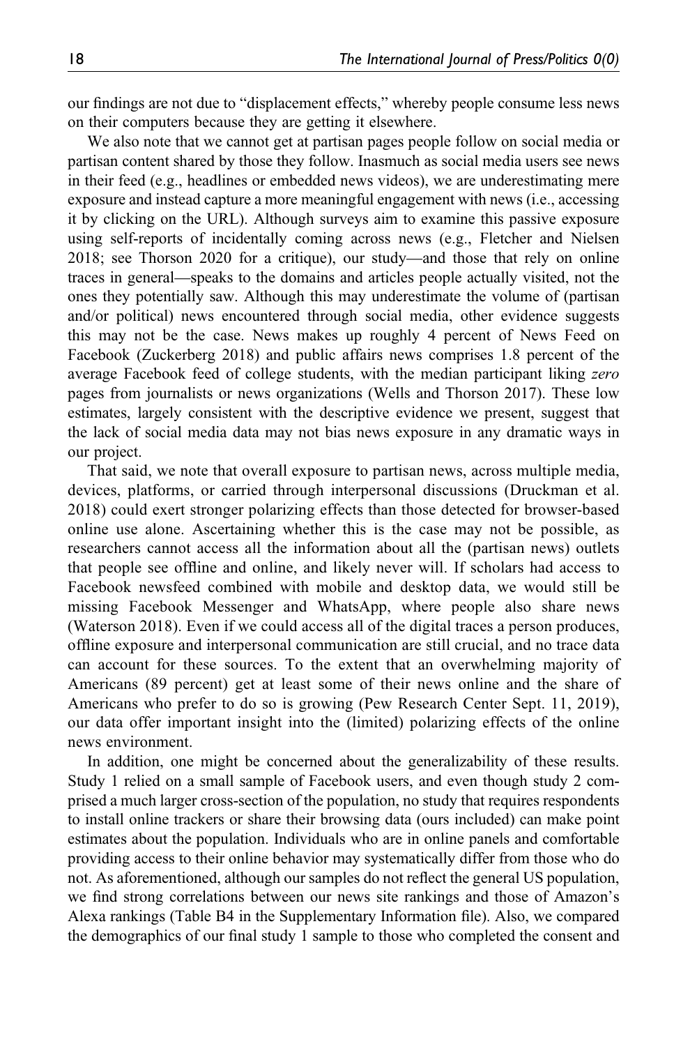our findings are not due to "displacement effects," whereby people consume less news on their computers because they are getting it elsewhere.

We also note that we cannot get at partisan pages people follow on social media or partisan content shared by those they follow. Inasmuch as social media users see news in their feed (e.g., headlines or embedded news videos), we are underestimating mere exposure and instead capture a more meaningful engagement with news (i.e., accessing it by clicking on the URL). Although surveys aim to examine this passive exposure using self-reports of incidentally coming across news (e.g., Fletcher and Nielsen 2018; see Thorson 2020 for a critique), our study—and those that rely on online traces in general—speaks to the domains and articles people actually visited, not the ones they potentially saw. Although this may underestimate the volume of (partisan and/or political) news encountered through social media, other evidence suggests this may not be the case. News makes up roughly 4 percent of News Feed on Facebook (Zuckerberg 2018) and public affairs news comprises 1.8 percent of the average Facebook feed of college students, with the median participant liking *zero* pages from journalists or news organizations (Wells and Thorson 2017). These low estimates, largely consistent with the descriptive evidence we present, suggest that the lack of social media data may not bias news exposure in any dramatic ways in our project.

That said, we note that overall exposure to partisan news, across multiple media, devices, platforms, or carried through interpersonal discussions (Druckman et al. 2018) could exert stronger polarizing effects than those detected for browser-based online use alone. Ascertaining whether this is the case may not be possible, as researchers cannot access all the information about all the (partisan news) outlets that people see offline and online, and likely never will. If scholars had access to Facebook newsfeed combined with mobile and desktop data, we would still be missing Facebook Messenger and WhatsApp, where people also share news (Waterson 2018). Even if we could access all of the digital traces a person produces, offline exposure and interpersonal communication are still crucial, and no trace data can account for these sources. To the extent that an overwhelming majority of Americans (89 percent) get at least some of their news online and the share of Americans who prefer to do so is growing (Pew Research Center Sept. 11, 2019), our data offer important insight into the (limited) polarizing effects of the online news environment.

In addition, one might be concerned about the generalizability of these results. Study 1 relied on a small sample of Facebook users, and even though study 2 comprised a much larger cross-section of the population, no study that requires respondents to install online trackers or share their browsing data (ours included) can make point estimates about the population. Individuals who are in online panels and comfortable providing access to their online behavior may systematically differ from those who do not. As aforementioned, although our samples do not reflect the general US population, we find strong correlations between our news site rankings and those of Amazon's Alexa rankings (Table B4 in the Supplementary Information file). Also, we compared the demographics of our final study 1 sample to those who completed the consent and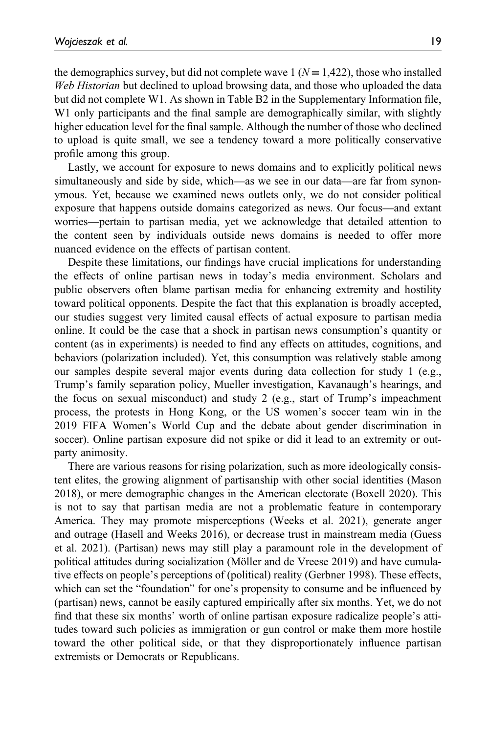the demographics survey, but did not complete wave 1 ($N = 1{,}422$), those who installed *Web Historian* but declined to upload browsing data, and those who uploaded the data but did not complete W1. As shown in Table B2 in the Supplementary Information file, W1 only participants and the final sample are demographically similar, with slightly higher education level for the final sample. Although the number of those who declined to upload is quite small, we see a tendency toward a more politically conservative profile among this group.

Lastly, we account for exposure to news domains and to explicitly political news simultaneously and side by side, which—as we see in our data—are far from synonymous. Yet, because we examined news outlets only, we do not consider political exposure that happens outside domains categorized as news. Our focus—and extant worries—pertain to partisan media, yet we acknowledge that detailed attention to the content seen by individuals outside news domains is needed to offer more nuanced evidence on the effects of partisan content.

Despite these limitations, our findings have crucial implications for understanding the effects of online partisan news in today's media environment. Scholars and public observers often blame partisan media for enhancing extremity and hostility toward political opponents. Despite the fact that this explanation is broadly accepted, our studies suggest very limited causal effects of actual exposure to partisan media online. It could be the case that a shock in partisan news consumption's quantity or content (as in experiments) is needed to find any effects on attitudes, cognitions, and behaviors (polarization included). Yet, this consumption was relatively stable among our samples despite several major events during data collection for study 1 (e.g., Trump's family separation policy, Mueller investigation, Kavanaugh's hearings, and the focus on sexual misconduct) and study 2 (e.g., start of Trump's impeachment process, the protests in Hong Kong, or the US women's soccer team win in the 2019 FIFA Women's World Cup and the debate about gender discrimination in soccer). Online partisan exposure did not spike or did it lead to an extremity or out-party animosity.

There are various reasons for rising polarization, such as more ideologically consistent elites, the growing alignment of partisanship with other social identities (Mason 2018), or mere demographic changes in the American electorate (Boxell 2020). This is not to say that partisan media are not a problematic feature in contemporary America. They may promote misperceptions (Weeks et al. 2021), generate anger and outrage (Hasell and Weeks 2016), or decrease trust in mainstream media (Guess et al. 2021). (Partisan) news may still play a paramount role in the development of political attitudes during socialization (Möller and de Vreese 2019) and have cumulative effects on people's perceptions of (political) reality (Gerbner 1998). These effects, which can set the "foundation" for one's propensity to consume and be influenced by (partisan) news, cannot be easily captured empirically after six months. Yet, we do not find that these six months' worth of online partisan exposure radicalize people's attitudes toward such policies as immigration or gun control or make them more hostile toward the other political side, or that they disproportionately influence partisan extremists or Democrats or Republicans.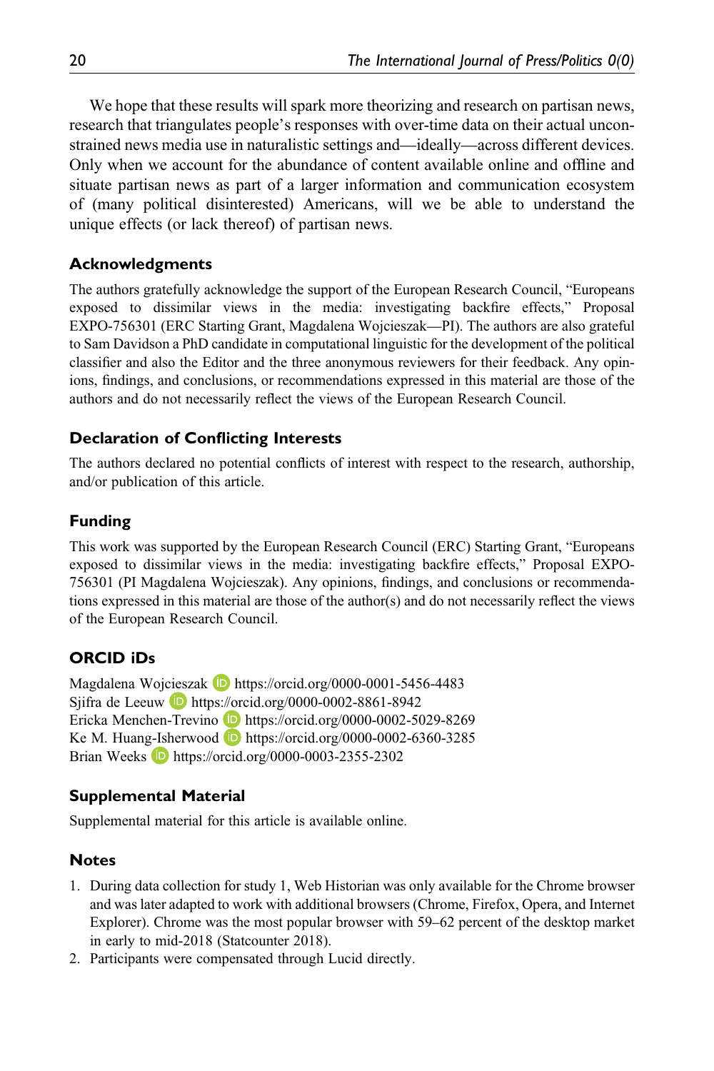We hope that these results will spark more theorizing and research on partisan news, research that triangulates people's responses with over-time data on their actual unconstrained news media use in naturalistic settings and—ideally—across different devices. Only when we account for the abundance of content available online and offline and situate partisan news as part of a larger information and communication ecosystem of (many political disinterested) Americans, will we be able to understand the unique effects (or lack thereof) of partisan news.

## Acknowledgments

The authors gratefully acknowledge the support of the European Research Council, "Europeans exposed to dissimilar views in the media: investigating backfire effects," Proposal EXPO-756301 (ERC Starting Grant, Magdalena Wojcieszak—PI). The authors are also grateful to Sam Davidson a PhD candidate in computational linguistic for the development of the political classifier and also the Editor and the three anonymous reviewers for their feedback. Any opinions, findings, and conclusions, or recommendations expressed in this material are those of the authors and do not necessarily reflect the views of the European Research Council.

## Declaration of Conflicting Interests

The authors declared no potential conflicts of interest with respect to the research, authorship, and/or publication of this article.

## Funding

This work was supported by the European Research Council (ERC) Starting Grant, "Europeans exposed to dissimilar views in the media: investigating backfire effects," Proposal EXPO-756301 (PI Magdalena Wojcieszak). Any opinions, findings, and conclusions or recommendations expressed in this material are those of the author(s) and do not necessarily reflect the views of the European Research Council.

## ORCID iDs

Magdalena Wojcieszak https://orcid.org/0000-0001-5456-4483
Sjifra de Leeuw https://orcid.org/0000-0002-8861-8942
Ericka Menchen-Trevino https://orcid.org/0000-0002-5029-8269
Ke M. Huang-Isherwood https://orcid.org/0000-0002-6360-3285
Brian Weeks https://orcid.org/0000-0003-2355-2302

## Supplemental Material

Supplemental material for this article is available online.

## Notes

1. During data collection for study 1, Web Historian was only available for the Chrome browser and was later adapted to work with additional browsers (Chrome, Firefox, Opera, and Internet Explorer). Chrome was the most popular browser with 59–62 percent of the desktop market in early to mid-2018 (Statcounter 2018).
2. Participants were compensated through Lucid directly.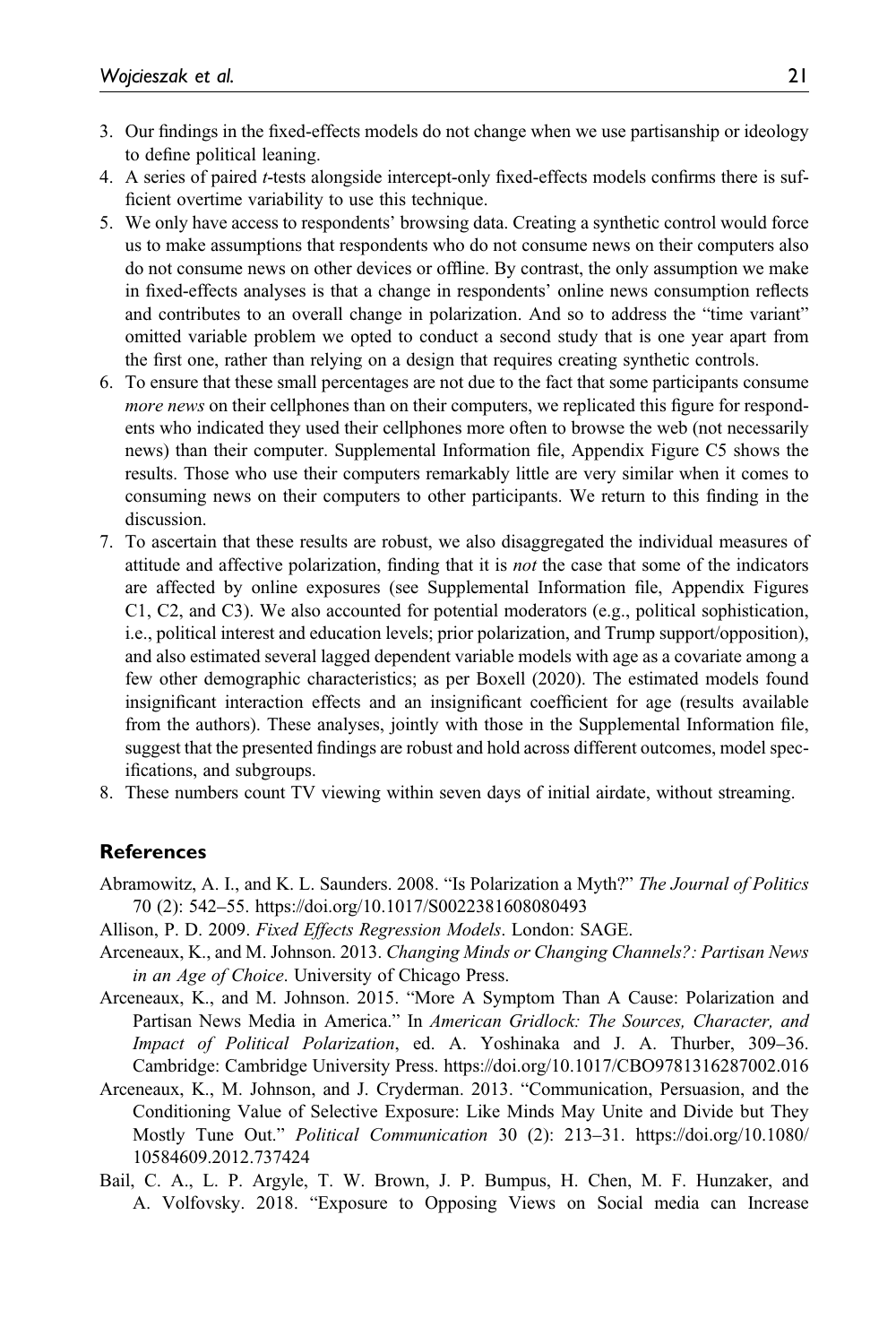3. Our findings in the fixed-effects models do not change when we use partisanship or ideology to define political leaning.
4. A series of paired *t*-tests alongside intercept-only fixed-effects models confirms there is sufficient overtime variability to use this technique.
5. We only have access to respondents' browsing data. Creating a synthetic control would force us to make assumptions that respondents who do not consume news on their computers also do not consume news on other devices or offline. By contrast, the only assumption we make in fixed-effects analyses is that a change in respondents' online news consumption reflects and contributes to an overall change in polarization. And so to address the "time variant" omitted variable problem we opted to conduct a second study that is one year apart from the first one, rather than relying on a design that requires creating synthetic controls.
6. To ensure that these small percentages are not due to the fact that some participants consume *more news* on their cellphones than on their computers, we replicated this figure for respondents who indicated they used their cellphones more often to browse the web (not necessarily news) than their computer. Supplemental Information file, Appendix Figure C5 shows the results. Those who use their computers remarkably little are very similar when it comes to consuming news on their computers to other participants. We return to this finding in the discussion.
7. To ascertain that these results are robust, we also disaggregated the individual measures of attitude and affective polarization, finding that it is *not* the case that some of the indicators are affected by online exposures (see Supplemental Information file, Appendix Figures C1, C2, and C3). We also accounted for potential moderators (e.g., political sophistication, i.e., political interest and education levels; prior polarization, and Trump support/opposition), and also estimated several lagged dependent variable models with age as a covariate among a few other demographic characteristics; as per Boxell (2020). The estimated models found insignificant interaction effects and an insignificant coefficient for age (results available from the authors). These analyses, jointly with those in the Supplemental Information file, suggest that the presented findings are robust and hold across different outcomes, model specifications, and subgroups.
8. These numbers count TV viewing within seven days of initial airdate, without streaming.

## References

Abramowitz, A. I., and K. L. Saunders. 2008. "Is Polarization a Myth?" *The Journal of Politics* 70 (2): 542–55. https://doi.org/10.1017/S0022381608080493

Allison, P. D. 2009. *Fixed Effects Regression Models*. London: SAGE.

Arceneaux, K., and M. Johnson. 2013. *Changing Minds or Changing Channels?: Partisan News in an Age of Choice*. University of Chicago Press.

Arceneaux, K., and M. Johnson. 2015. "More A Symptom Than A Cause: Polarization and Partisan News Media in America." In *American Gridlock: The Sources, Character, and Impact of Political Polarization*, ed. A. Yoshinaka and J. A. Thurber, 309–36. Cambridge: Cambridge University Press. https://doi.org/10.1017/CBO9781316287002.016

Arceneaux, K., M. Johnson, and J. Cryderman. 2013. "Communication, Persuasion, and the Conditioning Value of Selective Exposure: Like Minds May Unite and Divide but They Mostly Tune Out." *Political Communication* 30 (2): 213–31. https://doi.org/10.1080/10584609.2012.737424

Bail, C. A., L. P. Argyle, T. W. Brown, J. P. Bumpus, H. Chen, M. F. Hunzaker, and A. Volfovsky. 2018. "Exposure to Opposing Views on Social media can Increase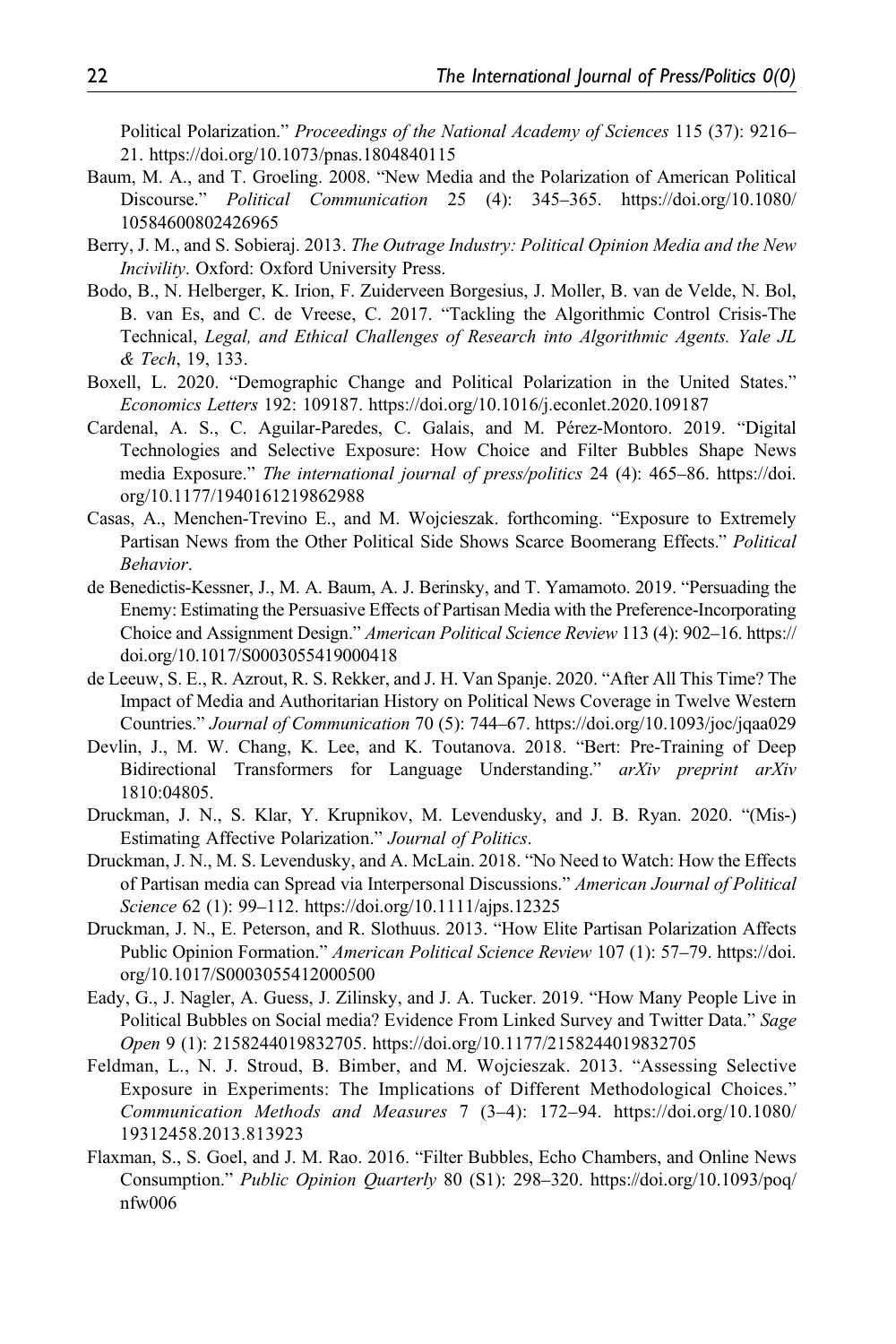Political Polarization." *Proceedings of the National Academy of Sciences* 115 (37): 9216–21. https://doi.org/10.1073/pnas.1804840115

Baum, M. A., and T. Groeling. 2008. "New Media and the Polarization of American Political Discourse." *Political Communication* 25 (4): 345–365. https://doi.org/10.1080/10584600802426965

Berry, J. M., and S. Sobieraj. 2013. *The Outrage Industry: Political Opinion Media and the New Incivility*. Oxford: Oxford University Press.

Bodo, B., N. Helberger, K. Irion, F. Zuiderveen Borgesius, J. Moller, B. van de Velde, N. Bol, B. van Es, and C. de Vreese, C. 2017. "Tackling the Algorithmic Control Crisis-The Technical, *Legal, and Ethical Challenges of Research into Algorithmic Agents. Yale JL & Tech*, 19, 133.

Boxell, L. 2020. "Demographic Change and Political Polarization in the United States." *Economics Letters* 192: 109187. https://doi.org/10.1016/j.econlet.2020.109187

Cardenal, A. S., C. Aguilar-Paredes, C. Galais, and M. Pérez-Montoro. 2019. "Digital Technologies and Selective Exposure: How Choice and Filter Bubbles Shape News media Exposure." *The international journal of press/politics* 24 (4): 465–86. https://doi.org/10.1177/1940161219862988

Casas, A., Menchen-Trevino E., and M. Wojcieszak. forthcoming. "Exposure to Extremely Partisan News from the Other Political Side Shows Scarce Boomerang Effects." *Political Behavior*.

de Benedictis-Kessner, J., M. A. Baum, A. J. Berinsky, and T. Yamamoto. 2019. "Persuading the Enemy: Estimating the Persuasive Effects of Partisan Media with the Preference-Incorporating Choice and Assignment Design." *American Political Science Review* 113 (4): 902–16. https://doi.org/10.1017/S0003055419000418

de Leeuw, S. E., R. Azrout, R. S. Rekker, and J. H. Van Spanje. 2020. "After All This Time? The Impact of Media and Authoritarian History on Political News Coverage in Twelve Western Countries." *Journal of Communication* 70 (5): 744–67. https://doi.org/10.1093/joc/jqaa029

Devlin, J., M. W. Chang, K. Lee, and K. Toutanova. 2018. "Bert: Pre-Training of Deep Bidirectional Transformers for Language Understanding." *arXiv preprint arXiv* 1810:04805.

Druckman, J. N., S. Klar, Y. Krupnikov, M. Levendusky, and J. B. Ryan. 2020. "(Mis-) Estimating Affective Polarization." *Journal of Politics*.

Druckman, J. N., M. S. Levendusky, and A. McLain. 2018. "No Need to Watch: How the Effects of Partisan media can Spread via Interpersonal Discussions." *American Journal of Political Science* 62 (1): 99–112. https://doi.org/10.1111/ajps.12325

Druckman, J. N., E. Peterson, and R. Slothuus. 2013. "How Elite Partisan Polarization Affects Public Opinion Formation." *American Political Science Review* 107 (1): 57–79. https://doi.org/10.1017/S0003055412000500

Eady, G., J. Nagler, A. Guess, J. Zilinsky, and J. A. Tucker. 2019. "How Many People Live in Political Bubbles on Social media? Evidence From Linked Survey and Twitter Data." *Sage Open* 9 (1): 2158244019832705. https://doi.org/10.1177/2158244019832705

Feldman, L., N. J. Stroud, B. Bimber, and M. Wojcieszak. 2013. "Assessing Selective Exposure in Experiments: The Implications of Different Methodological Choices." *Communication Methods and Measures* 7 (3–4): 172–94. https://doi.org/10.1080/19312458.2013.813923

Flaxman, S., S. Goel, and J. M. Rao. 2016. "Filter Bubbles, Echo Chambers, and Online News Consumption." *Public Opinion Quarterly* 80 (S1): 298–320. https://doi.org/10.1093/poq/nfw006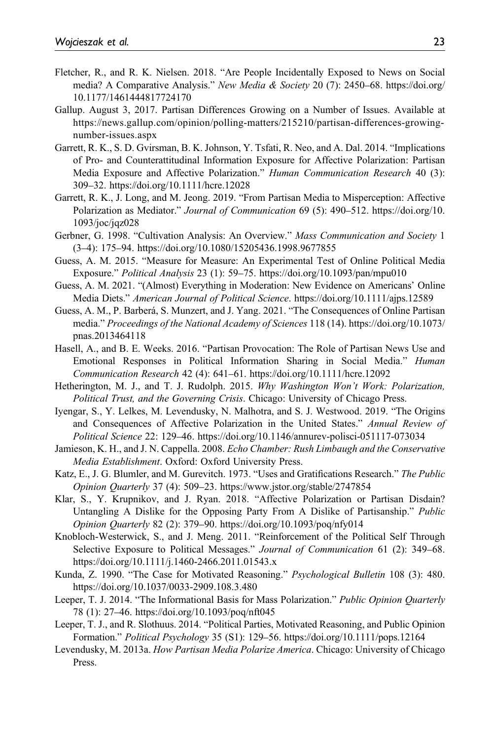Fletcher, R., and R. K. Nielsen. 2018. "Are People Incidentally Exposed to News on Social media? A Comparative Analysis." *New Media & Society* 20 (7): 2450–68. https://doi.org/10.1177/1461444817724170

Gallup. August 3, 2017. Partisan Differences Growing on a Number of Issues. Available at https://news.gallup.com/opinion/polling-matters/215210/partisan-differences-growing-number-issues.aspx

Garrett, R. K., S. D. Gvirsman, B. K. Johnson, Y. Tsfati, R. Neo, and A. Dal. 2014. "Implications of Pro- and Counterattitudinal Information Exposure for Affective Polarization: Partisan Media Exposure and Affective Polarization." *Human Communication Research* 40 (3): 309–32. https://doi.org/10.1111/hcre.12028

Garrett, R. K., J. Long, and M. Jeong. 2019. "From Partisan Media to Misperception: Affective Polarization as Mediator." *Journal of Communication* 69 (5): 490–512. https://doi.org/10.1093/joc/jqz028

Gerbner, G. 1998. "Cultivation Analysis: An Overview." *Mass Communication and Society* 1 (3–4): 175–94. https://doi.org/10.1080/15205436.1998.9677855

Guess, A. M. 2015. "Measure for Measure: An Experimental Test of Online Political Media Exposure." *Political Analysis* 23 (1): 59–75. https://doi.org/10.1093/pan/mpu010

Guess, A. M. 2021. "(Almost) Everything in Moderation: New Evidence on Americans' Online Media Diets." *American Journal of Political Science*. https://doi.org/10.1111/ajps.12589

Guess, A. M., P. Barberá, S. Munzert, and J. Yang. 2021. "The Consequences of Online Partisan media." *Proceedings of the National Academy of Sciences* 118 (14). https://doi.org/10.1073/pnas.2013464118

Hasell, A., and B. E. Weeks. 2016. "Partisan Provocation: The Role of Partisan News Use and Emotional Responses in Political Information Sharing in Social Media." *Human Communication Research* 42 (4): 641–61. https://doi.org/10.1111/hcre.12092

Hetherington, M. J., and T. J. Rudolph. 2015. *Why Washington Won't Work: Polarization, Political Trust, and the Governing Crisis*. Chicago: University of Chicago Press.

Iyengar, S., Y. Lelkes, M. Levendusky, N. Malhotra, and S. J. Westwood. 2019. "The Origins and Consequences of Affective Polarization in the United States." *Annual Review of Political Science* 22: 129–46. https://doi.org/10.1146/annurev-polisci-051117-073034

Jamieson, K. H., and J. N. Cappella. 2008. *Echo Chamber: Rush Limbaugh and the Conservative Media Establishment*. Oxford: Oxford University Press.

Katz, E., J. G. Blumler, and M. Gurevitch. 1973. "Uses and Gratifications Research." *The Public Opinion Quarterly* 37 (4): 509–23. https://www.jstor.org/stable/2747854

Klar, S., Y. Krupnikov, and J. Ryan. 2018. "Affective Polarization or Partisan Disdain? Untangling A Dislike for the Opposing Party From A Dislike of Partisanship." *Public Opinion Quarterly* 82 (2): 379–90. https://doi.org/10.1093/poq/nfy014

Knobloch-Westerwick, S., and J. Meng. 2011. "Reinforcement of the Political Self Through Selective Exposure to Political Messages." *Journal of Communication* 61 (2): 349–68. https://doi.org/10.1111/j.1460-2466.2011.01543.x

Kunda, Z. 1990. "The Case for Motivated Reasoning." *Psychological Bulletin* 108 (3): 480. https://doi.org/10.1037/0033-2909.108.3.480

Leeper, T. J. 2014. "The Informational Basis for Mass Polarization." *Public Opinion Quarterly* 78 (1): 27–46. https://doi.org/10.1093/poq/nft045

Leeper, T. J., and R. Slothuus. 2014. "Political Parties, Motivated Reasoning, and Public Opinion Formation." *Political Psychology* 35 (S1): 129–56. https://doi.org/10.1111/pops.12164

Levendusky, M. 2013a. *How Partisan Media Polarize America*. Chicago: University of Chicago Press.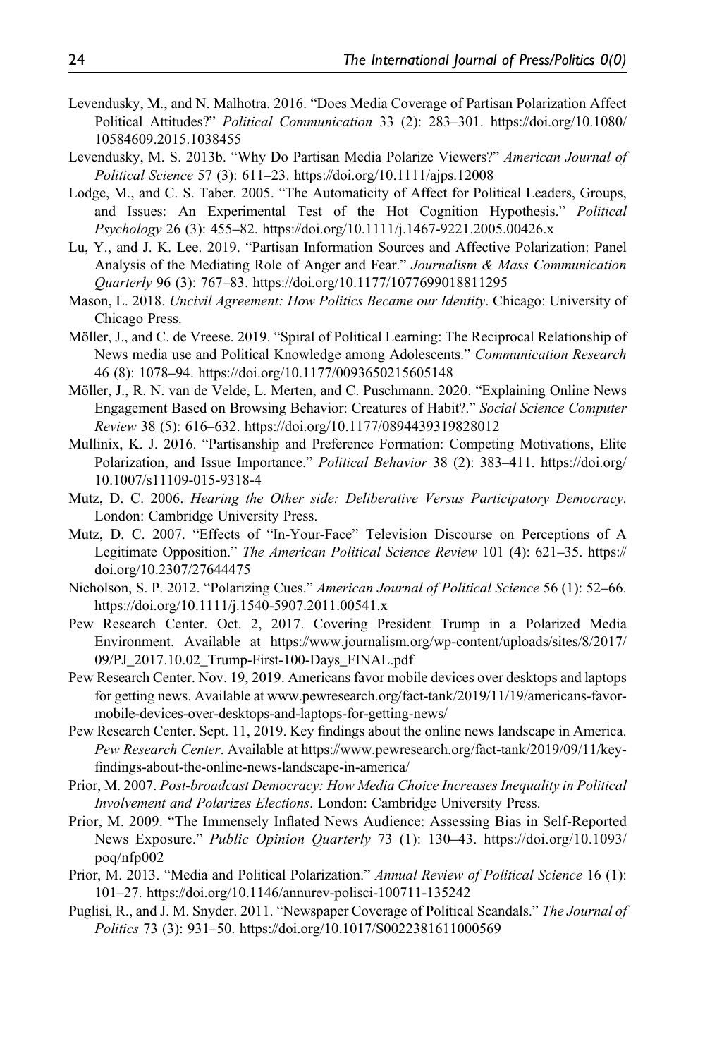Levendusky, M., and N. Malhotra. 2016. "Does Media Coverage of Partisan Polarization Affect Political Attitudes?" *Political Communication* 33 (2): 283–301. https://doi.org/10.1080/10584609.2015.1038455

Levendusky, M. S. 2013b. "Why Do Partisan Media Polarize Viewers?" *American Journal of Political Science* 57 (3): 611–23. https://doi.org/10.1111/ajps.12008

Lodge, M., and C. S. Taber. 2005. "The Automaticity of Affect for Political Leaders, Groups, and Issues: An Experimental Test of the Hot Cognition Hypothesis." *Political Psychology* 26 (3): 455–82. https://doi.org/10.1111/j.1467-9221.2005.00426.x

Lu, Y., and J. K. Lee. 2019. "Partisan Information Sources and Affective Polarization: Panel Analysis of the Mediating Role of Anger and Fear." *Journalism & Mass Communication Quarterly* 96 (3): 767–83. https://doi.org/10.1177/1077699018811295

Mason, L. 2018. *Uncivil Agreement: How Politics Became our Identity*. Chicago: University of Chicago Press.

Möller, J., and C. de Vreese. 2019. "Spiral of Political Learning: The Reciprocal Relationship of News media use and Political Knowledge among Adolescents." *Communication Research* 46 (8): 1078–94. https://doi.org/10.1177/0093650215605148

Möller, J., R. N. van de Velde, L. Merten, and C. Puschmann. 2020. "Explaining Online News Engagement Based on Browsing Behavior: Creatures of Habit?." *Social Science Computer Review* 38 (5): 616–632. https://doi.org/10.1177/0894439319828012

Mullinix, K. J. 2016. "Partisanship and Preference Formation: Competing Motivations, Elite Polarization, and Issue Importance." *Political Behavior* 38 (2): 383–411. https://doi.org/10.1007/s11109-015-9318-4

Mutz, D. C. 2006. *Hearing the Other side: Deliberative Versus Participatory Democracy*. London: Cambridge University Press.

Mutz, D. C. 2007. "Effects of "In-Your-Face" Television Discourse on Perceptions of A Legitimate Opposition." *The American Political Science Review* 101 (4): 621–35. https://doi.org/10.2307/27644475

Nicholson, S. P. 2012. "Polarizing Cues." *American Journal of Political Science* 56 (1): 52–66. https://doi.org/10.1111/j.1540-5907.2011.00541.x

Pew Research Center. Oct. 2, 2017. Covering President Trump in a Polarized Media Environment. Available at https://www.journalism.org/wp-content/uploads/sites/8/2017/09/PJ_2017.10.02_Trump-First-100-Days_FINAL.pdf

Pew Research Center. Nov. 19, 2019. Americans favor mobile devices over desktops and laptops for getting news. Available at www.pewresearch.org/fact-tank/2019/11/19/americans-favor-mobile-devices-over-desktops-and-laptops-for-getting-news/

Pew Research Center. Sept. 11, 2019. Key findings about the online news landscape in America. *Pew Research Center*. Available at https://www.pewresearch.org/fact-tank/2019/09/11/key-findings-about-the-online-news-landscape-in-america/

Prior, M. 2007. *Post-broadcast Democracy: How Media Choice Increases Inequality in Political Involvement and Polarizes Elections*. London: Cambridge University Press.

Prior, M. 2009. "The Immensely Inflated News Audience: Assessing Bias in Self-Reported News Exposure." *Public Opinion Quarterly* 73 (1): 130–43. https://doi.org/10.1093/poq/nfp002

Prior, M. 2013. "Media and Political Polarization." *Annual Review of Political Science* 16 (1): 101–27. https://doi.org/10.1146/annurev-polisci-100711-135242

Puglisi, R., and J. M. Snyder. 2011. "Newspaper Coverage of Political Scandals." *The Journal of Politics* 73 (3): 931–50. https://doi.org/10.1017/S0022381611000569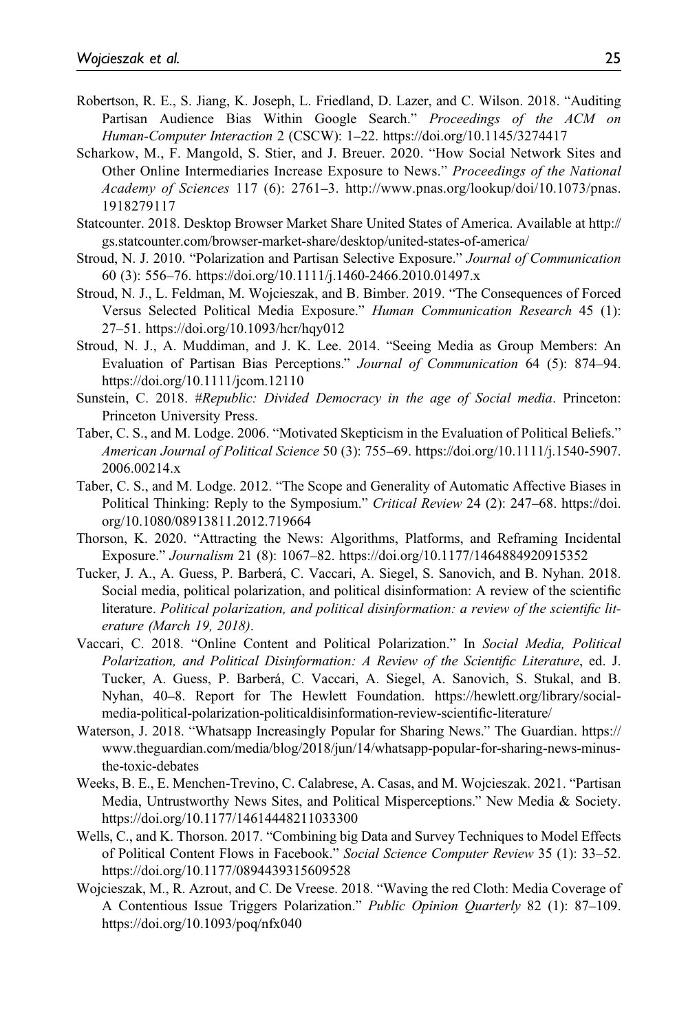Robertson, R. E., S. Jiang, K. Joseph, L. Friedland, D. Lazer, and C. Wilson. 2018. "Auditing Partisan Audience Bias Within Google Search." *Proceedings of the ACM on Human-Computer Interaction* 2 (CSCW): 1–22. https://doi.org/10.1145/3274417

Scharkow, M., F. Mangold, S. Stier, and J. Breuer. 2020. "How Social Network Sites and Other Online Intermediaries Increase Exposure to News." *Proceedings of the National Academy of Sciences* 117 (6): 2761–3. http://www.pnas.org/lookup/doi/10.1073/pnas.1918279117

Statcounter. 2018. Desktop Browser Market Share United States of America. Available at http://gs.statcounter.com/browser-market-share/desktop/united-states-of-america/

Stroud, N. J. 2010. "Polarization and Partisan Selective Exposure." *Journal of Communication* 60 (3): 556–76. https://doi.org/10.1111/j.1460-2466.2010.01497.x

Stroud, N. J., L. Feldman, M. Wojcieszak, and B. Bimber. 2019. "The Consequences of Forced Versus Selected Political Media Exposure." *Human Communication Research* 45 (1): 27–51. https://doi.org/10.1093/hcr/hqy012

Stroud, N. J., A. Muddiman, and J. K. Lee. 2014. "Seeing Media as Group Members: An Evaluation of Partisan Bias Perceptions." *Journal of Communication* 64 (5): 874–94. https://doi.org/10.1111/jcom.12110

Sunstein, C. 2018. *#Republic: Divided Democracy in the age of Social media*. Princeton: Princeton University Press.

Taber, C. S., and M. Lodge. 2006. "Motivated Skepticism in the Evaluation of Political Beliefs." *American Journal of Political Science* 50 (3): 755–69. https://doi.org/10.1111/j.1540-5907.2006.00214.x

Taber, C. S., and M. Lodge. 2012. "The Scope and Generality of Automatic Affective Biases in Political Thinking: Reply to the Symposium." *Critical Review* 24 (2): 247–68. https://doi.org/10.1080/08913811.2012.719664

Thorson, K. 2020. "Attracting the News: Algorithms, Platforms, and Reframing Incidental Exposure." *Journalism* 21 (8): 1067–82. https://doi.org/10.1177/1464884920915352

Tucker, J. A., A. Guess, P. Barberá, C. Vaccari, A. Siegel, S. Sanovich, and B. Nyhan. 2018. Social media, political polarization, and political disinformation: A review of the scientific literature. *Political polarization, and political disinformation: a review of the scientific literature (March 19, 2018)*.

Vaccari, C. 2018. "Online Content and Political Polarization." In *Social Media, Political Polarization, and Political Disinformation: A Review of the Scientific Literature*, ed. J. Tucker, A. Guess, P. Barberá, C. Vaccari, A. Siegel, A. Sanovich, S. Stukal, and B. Nyhan, 40–8. Report for The Hewlett Foundation. https://hewlett.org/library/social-media-political-polarization-politicaldisinformation-review-scientific-literature/

Waterson, J. 2018. "Whatsapp Increasingly Popular for Sharing News." The Guardian. https://www.theguardian.com/media/blog/2018/jun/14/whatsapp-popular-for-sharing-news-minus-the-toxic-debates

Weeks, B. E., E. Menchen-Trevino, C. Calabrese, A. Casas, and M. Wojcieszak. 2021. "Partisan Media, Untrustworthy News Sites, and Political Misperceptions." New Media & Society. https://doi.org/10.1177/14614448211033300

Wells, C., and K. Thorson. 2017. "Combining big Data and Survey Techniques to Model Effects of Political Content Flows in Facebook." *Social Science Computer Review* 35 (1): 33–52. https://doi.org/10.1177/0894439315609528

Wojcieszak, M., R. Azrout, and C. De Vreese. 2018. "Waving the red Cloth: Media Coverage of A Contentious Issue Triggers Polarization." *Public Opinion Quarterly* 82 (1): 87–109. https://doi.org/10.1093/poq/nfx040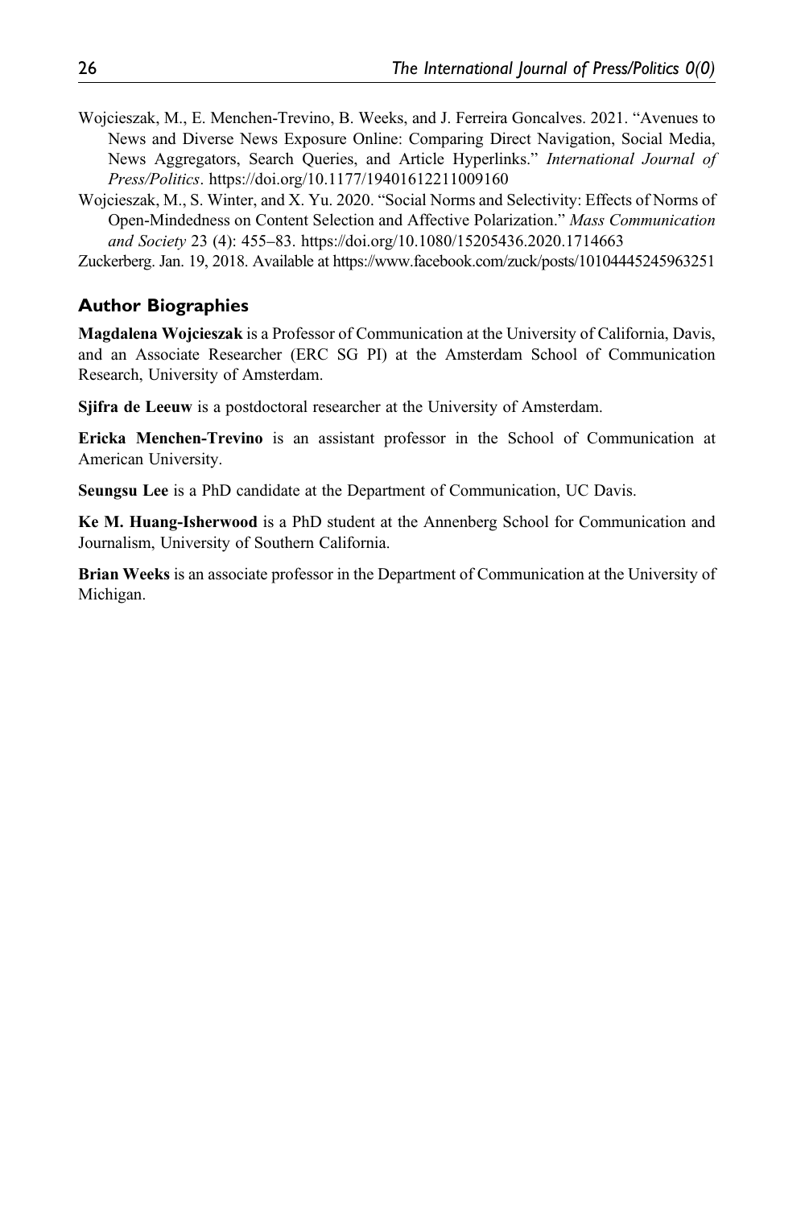Wojcieszak, M., E. Menchen-Trevino, B. Weeks, and J. Ferreira Goncalves. 2021. "Avenues to News and Diverse News Exposure Online: Comparing Direct Navigation, Social Media, News Aggregators, Search Queries, and Article Hyperlinks." *International Journal of Press/Politics*. https://doi.org/10.1177/19401612211009160

Wojcieszak, M., S. Winter, and X. Yu. 2020. "Social Norms and Selectivity: Effects of Norms of Open-Mindedness on Content Selection and Affective Polarization." *Mass Communication and Society* 23 (4): 455–83. https://doi.org/10.1080/15205436.2020.1714663

Zuckerberg. Jan. 19, 2018. Available at https://www.facebook.com/zuck/posts/10104445245963251

## Author Biographies

**Magdalena Wojcieszak** is a Professor of Communication at the University of California, Davis, and an Associate Researcher (ERC SG PI) at the Amsterdam School of Communication Research, University of Amsterdam.

**Sjifra de Leeuw** is a postdoctoral researcher at the University of Amsterdam.

**Ericka Menchen-Trevino** is an assistant professor in the School of Communication at American University.

**Seungsu Lee** is a PhD candidate at the Department of Communication, UC Davis.

**Ke M. Huang-Isherwood** is a PhD student at the Annenberg School for Communication and Journalism, University of Southern California.

**Brian Weeks** is an associate professor in the Department of Communication at the University of Michigan.